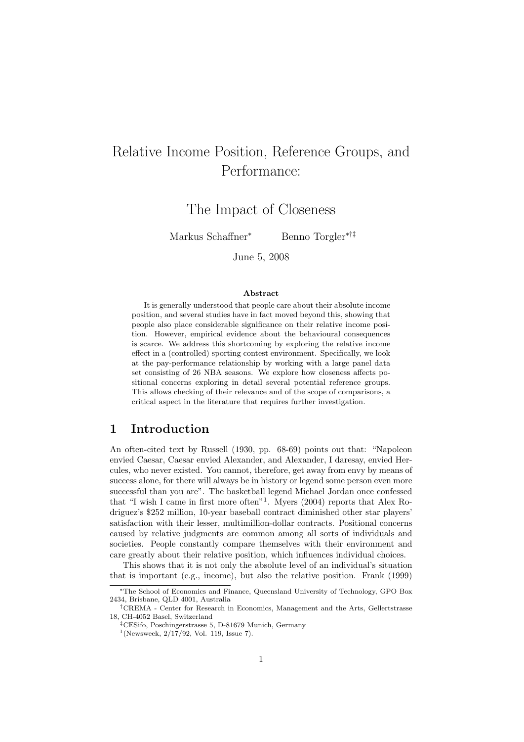# Relative Income Position, Reference Groups, and Performance:

# The Impact of Closeness

Markus Schaffner[*] Benno Torgler[*†‡]

June 5, 2008

**Abstract**

It is generally understood that people care about their absolute income position, and several studies have in fact moved beyond this, showing that people also place considerable significance on their relative income position. However, empirical evidence about the behavioural consequences is scarce. We address this shortcoming by exploring the relative income effect in a (controlled) sporting contest environment. Specifically, we look at the pay-performance relationship by working with a large panel data set consisting of 26 NBA seasons. We explore how closeness affects positional concerns exploring in detail several potential reference groups. This allows checking of their relevance and of the scope of comparisons, a critical aspect in the literature that requires further investigation.

## 1 Introduction

An often-cited text by Russell (1930, pp. 68-69) points out that: "Napoleon envied Caesar, Caesar envied Alexander, and Alexander, I daresay, envied Hercules, who never existed. You cannot, therefore, get away from envy by means of success alone, for there will always be in history or legend some person even more successful than you are". The basketball legend Michael Jordan once confessed that "I wish I came in first more often"[1]. Myers (2004) reports that Alex Rodriguez's $252 million, 10-year baseball contract diminished other star players' satisfaction with their lesser, multimillion-dollar contracts. Positional concerns caused by relative judgments are common among all sorts of individuals and societies. People constantly compare themselves with their environment and care greatly about their relative position, which influences individual choices.

This shows that it is not only the absolute level of an individual's situation that is important (e.g., income), but also the relative position. Frank (1999)

---

[*]The School of Economics and Finance, Queensland University of Technology, GPO Box 2434, Brisbane, QLD 4001, Australia

[†]CREMA - Center for Research in Economics, Management and the Arts, Gellertstrasse 18, CH-4052 Basel, Switzerland

[‡]CESifo, Poschingerstrasse 5, D-81679 Munich, Germany

[1](Newsweek, 2/17/92, Vol. 119, Issue 7).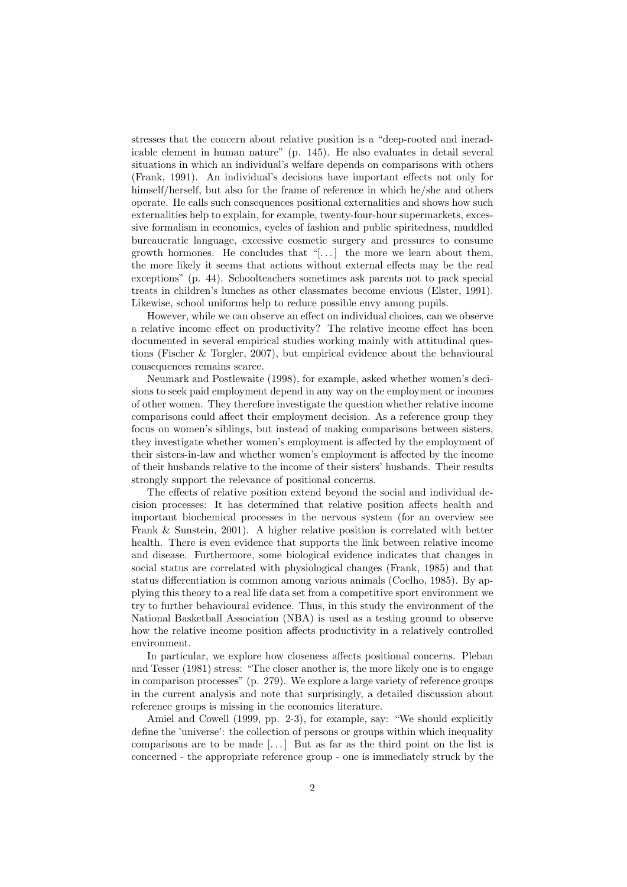stresses that the concern about relative position is a "deep-rooted and ineradicable element in human nature" (p. 145). He also evaluates in detail several situations in which an individual's welfare depends on comparisons with others (Frank, 1991). An individual's decisions have important effects not only for himself/herself, but also for the frame of reference in which he/she and others operate. He calls such consequences positional externalities and shows how such externalities help to explain, for example, twenty-four-hour supermarkets, excessive formalism in economics, cycles of fashion and public spiritedness, muddled bureaucratic language, excessive cosmetic surgery and pressures to consume growth hormones. He concludes that "[...] the more we learn about them, the more likely it seems that actions without external effects may be the real exceptions" (p. 44). Schoolteachers sometimes ask parents not to pack special treats in children's lunches as other classmates become envious (Elster, 1991). Likewise, school uniforms help to reduce possible envy among pupils.

However, while we can observe an effect on individual choices, can we observe a relative income effect on productivity? The relative income effect has been documented in several empirical studies working mainly with attitudinal questions (Fischer & Torgler, 2007), but empirical evidence about the behavioural consequences remains scarce.

Neumark and Postlewaite (1998), for example, asked whether women's decisions to seek paid employment depend in any way on the employment or incomes of other women. They therefore investigate the question whether relative income comparisons could affect their employment decision. As a reference group they focus on women's siblings, but instead of making comparisons between sisters, they investigate whether women's employment is affected by the employment of their sisters-in-law and whether women's employment is affected by the income of their husbands relative to the income of their sisters' husbands. Their results strongly support the relevance of positional concerns.

The effects of relative position extend beyond the social and individual decision processes: It has determined that relative position affects health and important biochemical processes in the nervous system (for an overview see Frank & Sunstein, 2001). A higher relative position is correlated with better health. There is even evidence that supports the link between relative income and disease. Furthermore, some biological evidence indicates that changes in social status are correlated with physiological changes (Frank, 1985) and that status differentiation is common among various animals (Coelho, 1985). By applying this theory to a real life data set from a competitive sport environment we try to further behavioural evidence. Thus, in this study the environment of the National Basketball Association (NBA) is used as a testing ground to observe how the relative income position affects productivity in a relatively controlled environment.

In particular, we explore how closeness affects positional concerns. Pleban and Tesser (1981) stress: "The closer another is, the more likely one is to engage in comparison processes" (p. 279). We explore a large variety of reference groups in the current analysis and note that surprisingly, a detailed discussion about reference groups is missing in the economics literature.

Amiel and Cowell (1999, pp. 2-3), for example, say: "We should explicitly define the 'universe': the collection of persons or groups within which inequality comparisons are to be made [...] But as far as the third point on the list is concerned - the appropriate reference group - one is immediately struck by the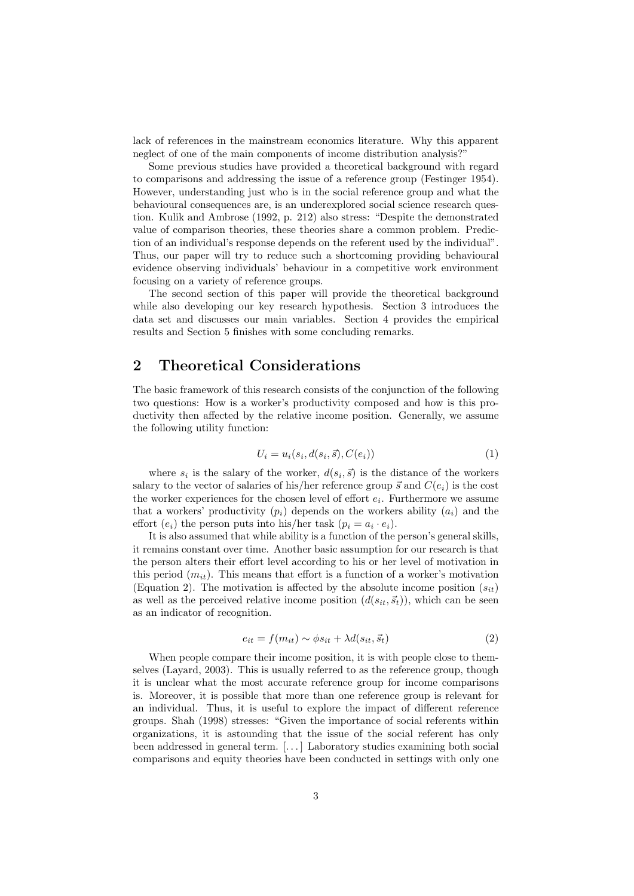lack of references in the mainstream economics literature. Why this apparent neglect of one of the main components of income distribution analysis?"

Some previous studies have provided a theoretical background with regard to comparisons and addressing the issue of a reference group (Festinger 1954). However, understanding just who is in the social reference group and what the behavioural consequences are, is an underexplored social science research question. Kulik and Ambrose (1992, p. 212) also stress: "Despite the demonstrated value of comparison theories, these theories share a common problem. Prediction of an individual's response depends on the referent used by the individual". Thus, our paper will try to reduce such a shortcoming providing behavioural evidence observing individuals' behaviour in a competitive work environment focusing on a variety of reference groups.

The second section of this paper will provide the theoretical background while also developing our key research hypothesis. Section 3 introduces the data set and discusses our main variables. Section 4 provides the empirical results and Section 5 finishes with some concluding remarks.

## 2 Theoretical Considerations

The basic framework of this research consists of the conjunction of the following two questions: How is a worker's productivity composed and how is this productivity then affected by the relative income position. Generally, we assume the following utility function:

$$U_i = u_i(s_i, d(s_i, \vec{s}), C(e_i)) \tag{1}$$

where $s_i$ is the salary of the worker, $d(s_i, \vec{s})$ is the distance of the workers salary to the vector of salaries of his/her reference group $\vec{s}$ and $C(e_i)$ is the cost the worker experiences for the chosen level of effort $e_i$. Furthermore we assume that a workers' productivity ($p_i$) depends on the workers ability ($a_i$) and the effort ($e_i$) the person puts into his/her task ($p_i = a_i \cdot e_i$).

It is also assumed that while ability is a function of the person's general skills, it remains constant over time. Another basic assumption for our research is that the person alters their effort level according to his or her level of motivation in this period ($m_{it}$). This means that effort is a function of a worker's motivation (Equation 2). The motivation is affected by the absolute income position ($s_{it}$) as well as the perceived relative income position ($d(s_{it}, \vec{s}_t)$), which can be seen as an indicator of recognition.

$$e_{it} = f(m_{it}) \sim \phi s_{it} + \lambda d(s_{it}, \vec{s}_t) \tag{2}$$

When people compare their income position, it is with people close to themselves (Layard, 2003). This is usually referred to as the reference group, though it is unclear what the most accurate reference group for income comparisons is. Moreover, it is possible that more than one reference group is relevant for an individual. Thus, it is useful to explore the impact of different reference groups. Shah (1998) stresses: "Given the importance of social referents within organizations, it is astounding that the issue of the social referent has only been addressed in general term. [...] Laboratory studies examining both social comparisons and equity theories have been conducted in settings with only one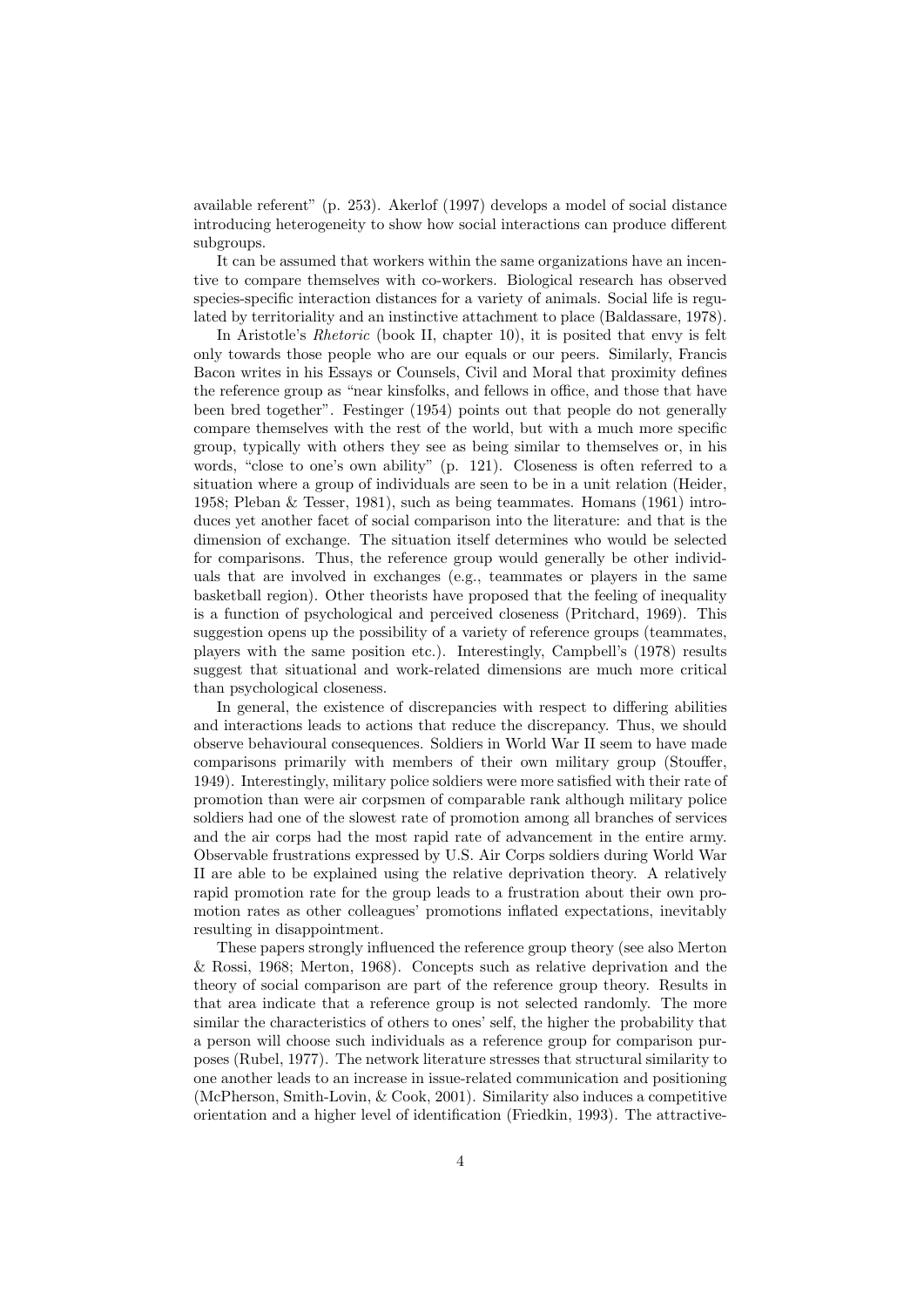available referent" (p. 253). Akerlof (1997) develops a model of social distance introducing heterogeneity to show how social interactions can produce different subgroups.

It can be assumed that workers within the same organizations have an incentive to compare themselves with co-workers. Biological research has observed species-specific interaction distances for a variety of animals. Social life is regulated by territoriality and an instinctive attachment to place (Baldassare, 1978).

In Aristotle's *Rhetoric* (book II, chapter 10), it is posited that envy is felt only towards those people who are our equals or our peers. Similarly, Francis Bacon writes in his Essays or Counsels, Civil and Moral that proximity defines the reference group as "near kinsfolks, and fellows in office, and those that have been bred together". Festinger (1954) points out that people do not generally compare themselves with the rest of the world, but with a much more specific group, typically with others they see as being similar to themselves or, in his words, "close to one's own ability" (p. 121). Closeness is often referred to a situation where a group of individuals are seen to be in a unit relation (Heider, 1958; Pleban & Tesser, 1981), such as being teammates. Homans (1961) introduces yet another facet of social comparison into the literature: and that is the dimension of exchange. The situation itself determines who would be selected for comparisons. Thus, the reference group would generally be other individuals that are involved in exchanges (e.g., teammates or players in the same basketball region). Other theorists have proposed that the feeling of inequality is a function of psychological and perceived closeness (Pritchard, 1969). This suggestion opens up the possibility of a variety of reference groups (teammates, players with the same position etc.). Interestingly, Campbell's (1978) results suggest that situational and work-related dimensions are much more critical than psychological closeness.

In general, the existence of discrepancies with respect to differing abilities and interactions leads to actions that reduce the discrepancy. Thus, we should observe behavioural consequences. Soldiers in World War II seem to have made comparisons primarily with members of their own military group (Stouffer, 1949). Interestingly, military police soldiers were more satisfied with their rate of promotion than were air corpsmen of comparable rank although military police soldiers had one of the slowest rate of promotion among all branches of services and the air corps had the most rapid rate of advancement in the entire army. Observable frustrations expressed by U.S. Air Corps soldiers during World War II are able to be explained using the relative deprivation theory. A relatively rapid promotion rate for the group leads to a frustration about their own promotion rates as other colleagues' promotions inflated expectations, inevitably resulting in disappointment.

These papers strongly influenced the reference group theory (see also Merton & Rossi, 1968; Merton, 1968). Concepts such as relative deprivation and the theory of social comparison are part of the reference group theory. Results in that area indicate that a reference group is not selected randomly. The more similar the characteristics of others to ones' self, the higher the probability that a person will choose such individuals as a reference group for comparison purposes (Rubel, 1977). The network literature stresses that structural similarity to one another leads to an increase in issue-related communication and positioning (McPherson, Smith-Lovin, & Cook, 2001). Similarity also induces a competitive orientation and a higher level of identification (Friedkin, 1993). The attractive-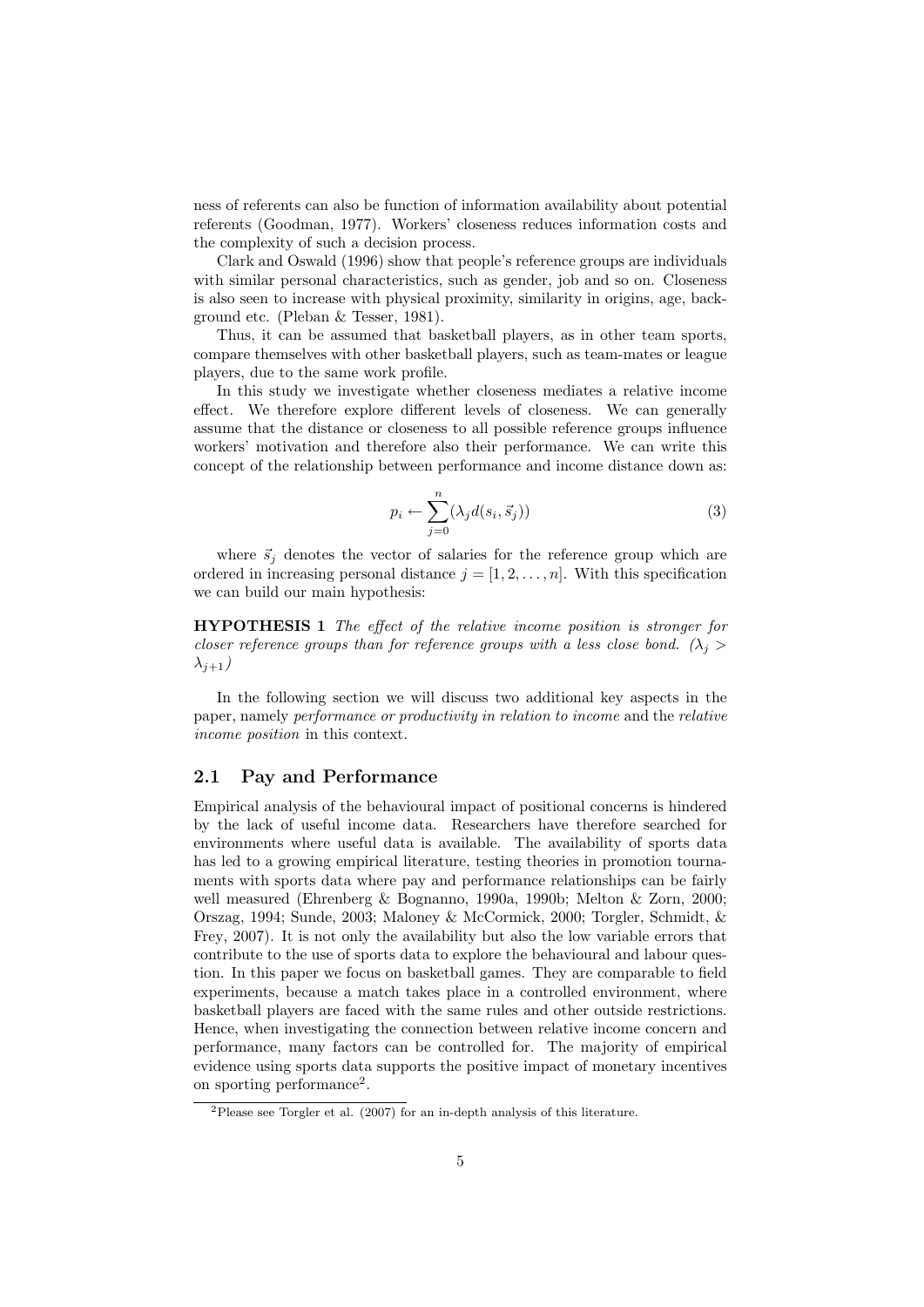ness of referents can also be function of information availability about potential referents (Goodman, 1977). Workers' closeness reduces information costs and the complexity of such a decision process.

Clark and Oswald (1996) show that people's reference groups are individuals with similar personal characteristics, such as gender, job and so on. Closeness is also seen to increase with physical proximity, similarity in origins, age, background etc. (Pleban & Tesser, 1981).

Thus, it can be assumed that basketball players, as in other team sports, compare themselves with other basketball players, such as team-mates or league players, due to the same work profile.

In this study we investigate whether closeness mediates a relative income effect. We therefore explore different levels of closeness. We can generally assume that the distance or closeness to all possible reference groups influence workers' motivation and therefore also their performance. We can write this concept of the relationship between performance and income distance down as:

$$p_i \leftarrow \sum_{j=0}^{n}(\lambda_j d(s_i, \vec{s}_j)) \tag{3}$$

where $\vec{s}_j$ denotes the vector of salaries for the reference group which are ordered in increasing personal distance $j = [1, 2, \dots, n]$. With this specification we can build our main hypothesis:

**HYPOTHESIS 1** *The effect of the relative income position is stronger for closer reference groups than for reference groups with a less close bond.* ($\lambda_j > \lambda_{j+1}$)

In the following section we will discuss two additional key aspects in the paper, namely *performance or productivity in relation to income* and the *relative income position* in this context.

## 2.1 Pay and Performance

Empirical analysis of the behavioural impact of positional concerns is hindered by the lack of useful income data. Researchers have therefore searched for environments where useful data is available. The availability of sports data has led to a growing empirical literature, testing theories in promotion tournaments with sports data where pay and performance relationships can be fairly well measured (Ehrenberg & Bognanno, 1990a, 1990b; Melton & Zorn, 2000; Orszag, 1994; Sunde, 2003; Maloney & McCormick, 2000; Torgler, Schmidt, & Frey, 2007). It is not only the availability but also the low variable errors that contribute to the use of sports data to explore the behavioural and labour question. In this paper we focus on basketball games. They are comparable to field experiments, because a match takes place in a controlled environment, where basketball players are faced with the same rules and other outside restrictions. Hence, when investigating the connection between relative income concern and performance, many factors can be controlled for. The majority of empirical evidence using sports data supports the positive impact of monetary incentives on sporting performance[2].

[2]Please see Torgler et al. (2007) for an in-depth analysis of this literature.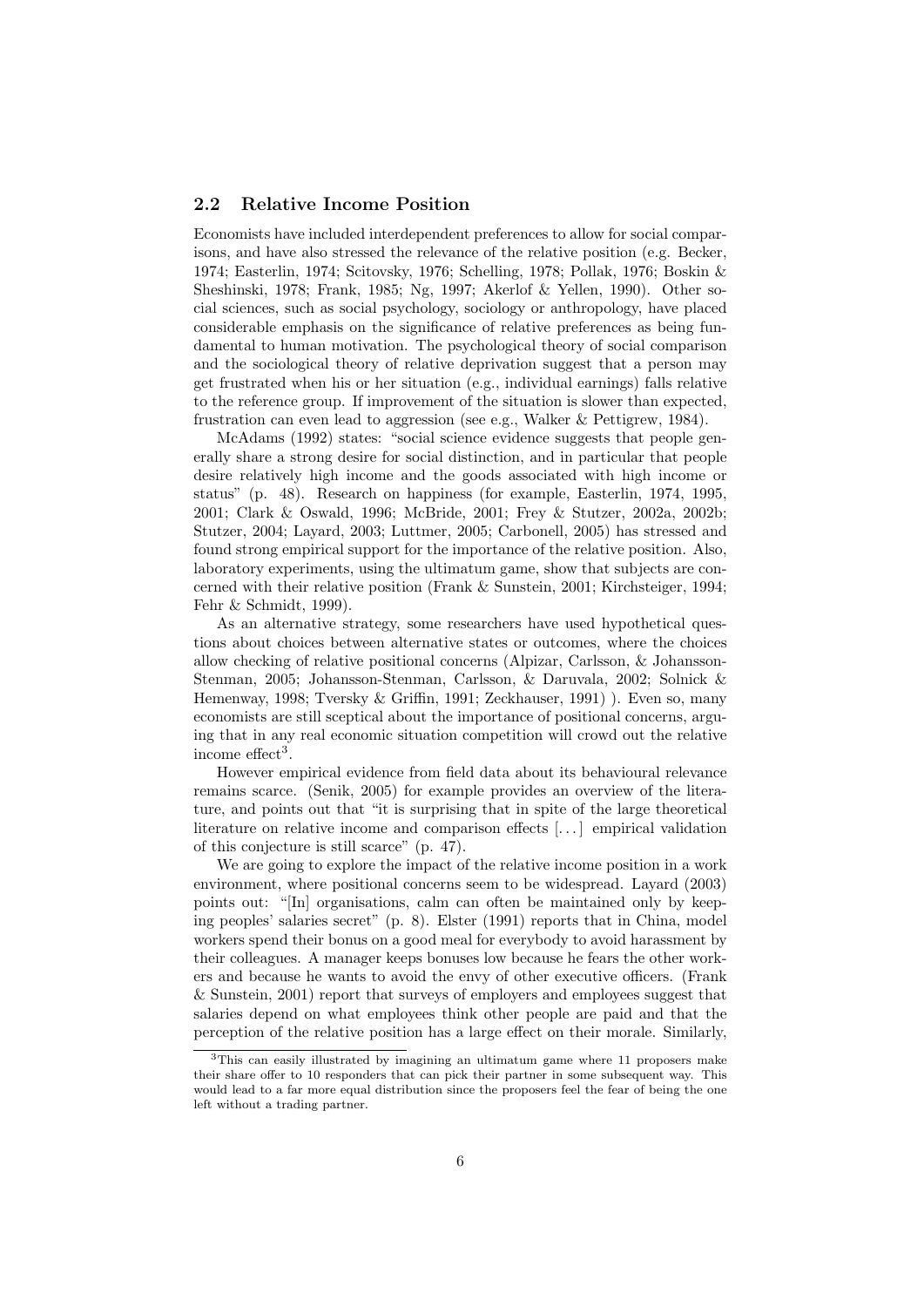## 2.2 Relative Income Position

Economists have included interdependent preferences to allow for social comparisons, and have also stressed the relevance of the relative position (e.g. Becker, 1974; Easterlin, 1974; Scitovsky, 1976; Schelling, 1978; Pollak, 1976; Boskin & Sheshinski, 1978; Frank, 1985; Ng, 1997; Akerlof & Yellen, 1990). Other social sciences, such as social psychology, sociology or anthropology, have placed considerable emphasis on the significance of relative preferences as being fundamental to human motivation. The psychological theory of social comparison and the sociological theory of relative deprivation suggest that a person may get frustrated when his or her situation (e.g., individual earnings) falls relative to the reference group. If improvement of the situation is slower than expected, frustration can even lead to aggression (see e.g., Walker & Pettigrew, 1984).

McAdams (1992) states: "social science evidence suggests that people generally share a strong desire for social distinction, and in particular that people desire relatively high income and the goods associated with high income or status" (p. 48). Research on happiness (for example, Easterlin, 1974, 1995, 2001; Clark & Oswald, 1996; McBride, 2001; Frey & Stutzer, 2002a, 2002b; Stutzer, 2004; Layard, 2003; Luttmer, 2005; Carbonell, 2005) has stressed and found strong empirical support for the importance of the relative position. Also, laboratory experiments, using the ultimatum game, show that subjects are concerned with their relative position (Frank & Sunstein, 2001; Kirchsteiger, 1994; Fehr & Schmidt, 1999).

As an alternative strategy, some researchers have used hypothetical questions about choices between alternative states or outcomes, where the choices allow checking of relative positional concerns (Alpizar, Carlsson, & Johansson-Stenman, 2005; Johansson-Stenman, Carlsson, & Daruvala, 2002; Solnick & Hemenway, 1998; Tversky & Griffin, 1991; Zeckhauser, 1991) ). Even so, many economists are still sceptical about the importance of positional concerns, arguing that in any real economic situation competition will crowd out the relative income effect[3].

However empirical evidence from field data about its behavioural relevance remains scarce. (Senik, 2005) for example provides an overview of the literature, and points out that "it is surprising that in spite of the large theoretical literature on relative income and comparison effects [...] empirical validation of this conjecture is still scarce" (p. 47).

We are going to explore the impact of the relative income position in a work environment, where positional concerns seem to be widespread. Layard (2003) points out: "[In] organisations, calm can often be maintained only by keeping peoples' salaries secret" (p. 8). Elster (1991) reports that in China, model workers spend their bonus on a good meal for everybody to avoid harassment by their colleagues. A manager keeps bonuses low because he fears the other workers and because he wants to avoid the envy of other executive officers. (Frank & Sunstein, 2001) report that surveys of employers and employees suggest that salaries depend on what employees think other people are paid and that the perception of the relative position has a large effect on their morale. Similarly,

[3] This can easily illustrated by imagining an ultimatum game where 11 proposers make their share offer to 10 responders that can pick their partner in some subsequent way. This would lead to a far more equal distribution since the proposers feel the fear of being the one left without a trading partner.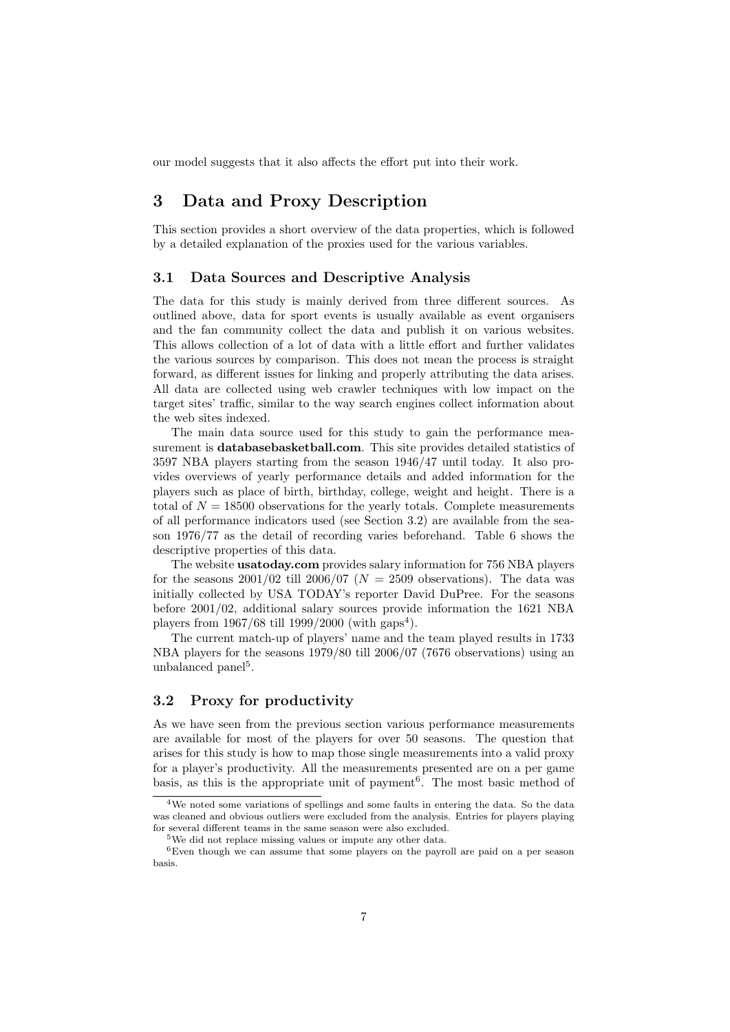our model suggests that it also affects the effort put into their work.

## 3 Data and Proxy Description

This section provides a short overview of the data properties, which is followed by a detailed explanation of the proxies used for the various variables.

### 3.1 Data Sources and Descriptive Analysis

The data for this study is mainly derived from three different sources. As outlined above, data for sport events is usually available as event organisers and the fan community collect the data and publish it on various websites. This allows collection of a lot of data with a little effort and further validates the various sources by comparison. This does not mean the process is straight forward, as different issues for linking and properly attributing the data arises. All data are collected using web crawler techniques with low impact on the target sites' traffic, similar to the way search engines collect information about the web sites indexed.

The main data source used for this study to gain the performance measurement is **databasebasketball.com**. This site provides detailed statistics of 3597 NBA players starting from the season 1946/47 until today. It also provides overviews of yearly performance details and added information for the players such as place of birth, birthday, college, weight and height. There is a total of $N = 18500$ observations for the yearly totals. Complete measurements of all performance indicators used (see Section 3.2) are available from the season 1976/77 as the detail of recording varies beforehand. Table 6 shows the descriptive properties of this data.

The website **usatoday.com** provides salary information for 756 NBA players for the seasons 2001/02 till 2006/07 ($N = 2509$ observations). The data was initially collected by USA TODAY's reporter David DuPree. For the seasons before 2001/02, additional salary sources provide information the 1621 NBA players from 1967/68 till 1999/2000 (with gaps[4]).

The current match-up of players' name and the team played results in 1733 NBA players for the seasons 1979/80 till 2006/07 (7676 observations) using an unbalanced panel[5].

### 3.2 Proxy for productivity

As we have seen from the previous section various performance measurements are available for most of the players for over 50 seasons. The question that arises for this study is how to map those single measurements into a valid proxy for a player's productivity. All the measurements presented are on a per game basis, as this is the appropriate unit of payment[6]. The most basic method of

[4] We noted some variations of spellings and some faults in entering the data. So the data was cleaned and obvious outliers were excluded from the analysis. Entries for players playing for several different teams in the same season were also excluded.

[5] We did not replace missing values or impute any other data.

[6] Even though we can assume that some players on the payroll are paid on a per season basis.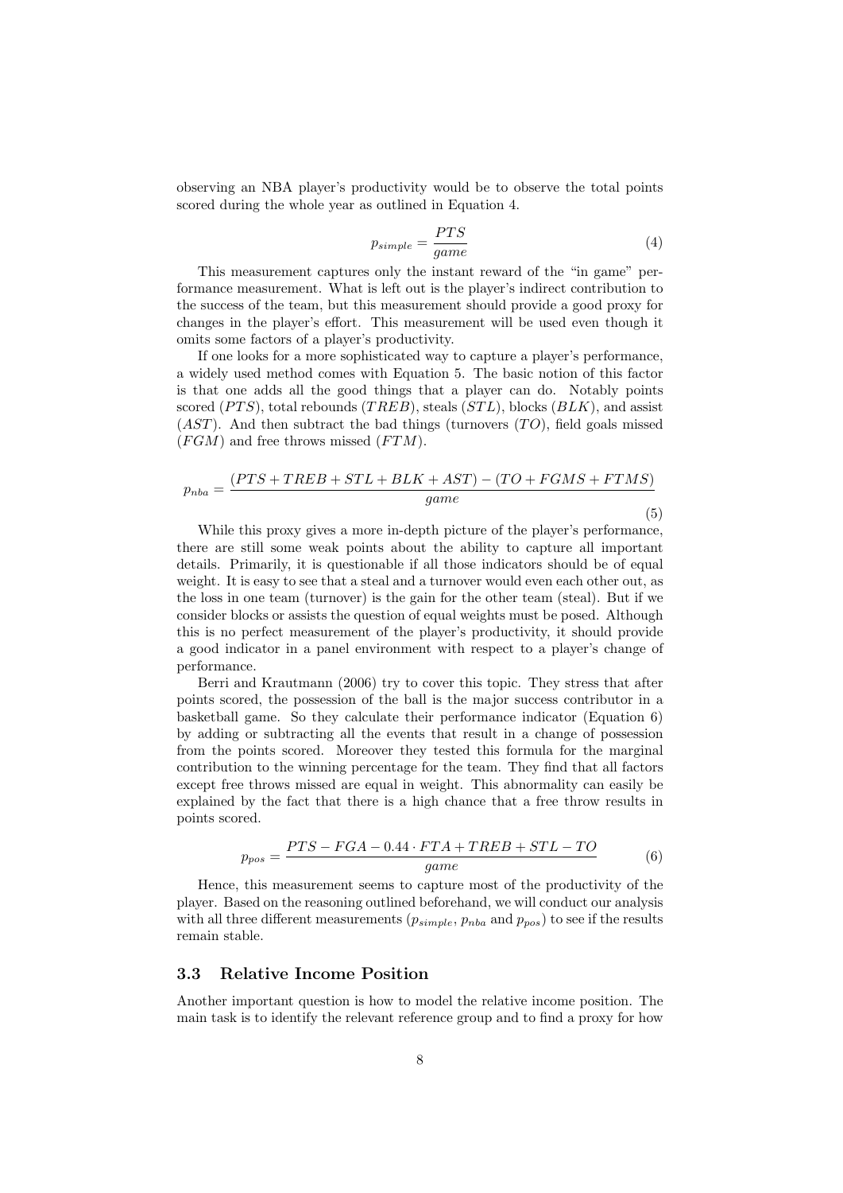observing an NBA player's productivity would be to observe the total points scored during the whole year as outlined in Equation 4.

$$p_{simple} = \frac{PTS}{game} \tag{4}$$

This measurement captures only the instant reward of the "in game" performance measurement. What is left out is the player's indirect contribution to the success of the team, but this measurement should provide a good proxy for changes in the player's effort. This measurement will be used even though it omits some factors of a player's productivity.

If one looks for a more sophisticated way to capture a player's performance, a widely used method comes with Equation 5. The basic notion of this factor is that one adds all the good things that a player can do. Notably points scored ($PTS$), total rebounds ($TREB$), steals ($STL$), blocks ($BLK$), and assist ($AST$). And then subtract the bad things (turnovers ($TO$), field goals missed ($FGM$) and free throws missed ($FTM$).

$$p_{nba} = \frac{(PTS + TREB + STL + BLK + AST) - (TO + FGMS + FTMS)}{game} \tag{5}$$

While this proxy gives a more in-depth picture of the player's performance, there are still some weak points about the ability to capture all important details. Primarily, it is questionable if all those indicators should be of equal weight. It is easy to see that a steal and a turnover would even each other out, as the loss in one team (turnover) is the gain for the other team (steal). But if we consider blocks or assists the question of equal weights must be posed. Although this is no perfect measurement of the player's productivity, it should provide a good indicator in a panel environment with respect to a player's change of performance.

Berri and Krautmann (2006) try to cover this topic. They stress that after points scored, the possession of the ball is the major success contributor in a basketball game. So they calculate their performance indicator (Equation 6) by adding or subtracting all the events that result in a change of possession from the points scored. Moreover they tested this formula for the marginal contribution to the winning percentage for the team. They find that all factors except free throws missed are equal in weight. This abnormality can easily be explained by the fact that there is a high chance that a free throw results in points scored.

$$p_{pos} = \frac{PTS - FGA - 0.44 \cdot FTA + TREB + STL - TO}{game} \tag{6}$$

Hence, this measurement seems to capture most of the productivity of the player. Based on the reasoning outlined beforehand, we will conduct our analysis with all three different measurements ($p_{simple}$, $p_{nba}$ and $p_{pos}$) to see if the results remain stable.

### 3.3 Relative Income Position

Another important question is how to model the relative income position. The main task is to identify the relevant reference group and to find a proxy for how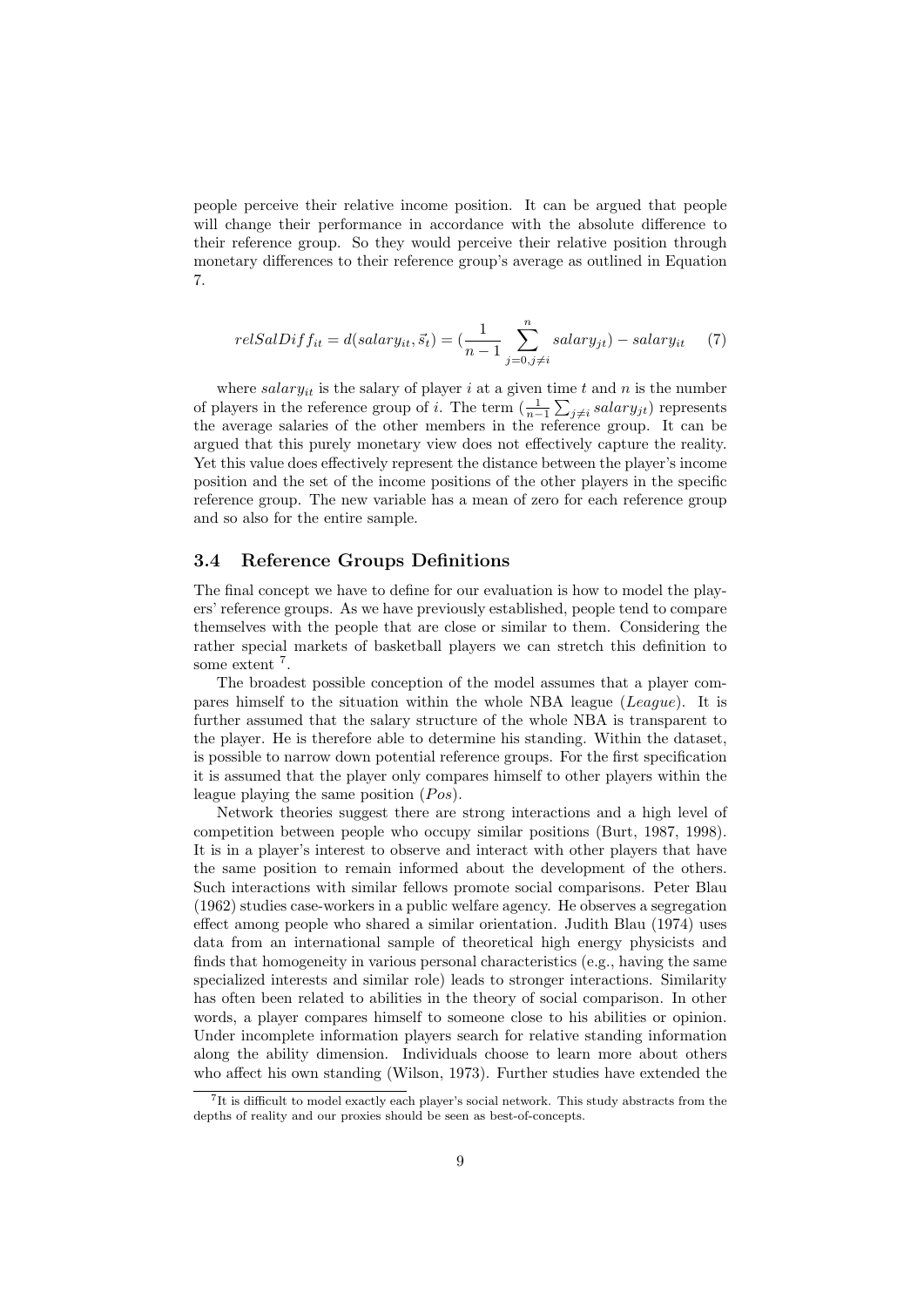people perceive their relative income position. It can be argued that people will change their performance in accordance with the absolute difference to their reference group. So they would perceive their relative position through monetary differences to their reference group's average as outlined in Equation 7.

$$relSalDiff_{it} = d(salary_{it}, \vec{s}_t) = (\frac{1}{n-1} \sum_{j=0, j \neq i}^{n} salary_{jt}) - salary_{it} \quad (7)$$

where $salary_{it}$ is the salary of player $i$ at a given time $t$ and $n$ is the number of players in the reference group of $i$. The term $(\frac{1}{n-1} \sum_{j \neq i} salary_{jt})$ represents the average salaries of the other members in the reference group. It can be argued that this purely monetary view does not effectively capture the reality. Yet this value does effectively represent the distance between the player's income position and the set of the income positions of the other players in the specific reference group. The new variable has a mean of zero for each reference group and so also for the entire sample.

### 3.4 Reference Groups Definitions

The final concept we have to define for our evaluation is how to model the players' reference groups. As we have previously established, people tend to compare themselves with the people that are close or similar to them. Considering the rather special markets of basketball players we can stretch this definition to some extent [7].

The broadest possible conception of the model assumes that a player compares himself to the situation within the whole NBA league (*League*). It is further assumed that the salary structure of the whole NBA is transparent to the player. He is therefore able to determine his standing. Within the dataset, is possible to narrow down potential reference groups. For the first specification it is assumed that the player only compares himself to other players within the league playing the same position (*Pos*).

Network theories suggest there are strong interactions and a high level of competition between people who occupy similar positions (Burt, 1987, 1998). It is in a player's interest to observe and interact with other players that have the same position to remain informed about the development of the others. Such interactions with similar fellows promote social comparisons. Peter Blau (1962) studies case-workers in a public welfare agency. He observes a segregation effect among people who shared a similar orientation. Judith Blau (1974) uses data from an international sample of theoretical high energy physicists and finds that homogeneity in various personal characteristics (e.g., having the same specialized interests and similar role) leads to stronger interactions. Similarity has often been related to abilities in the theory of social comparison. In other words, a player compares himself to someone close to his abilities or opinion. Under incomplete information players search for relative standing information along the ability dimension. Individuals choose to learn more about others who affect his own standing (Wilson, 1973). Further studies have extended the

[7] It is difficult to model exactly each player's social network. This study abstracts from the depths of reality and our proxies should be seen as best-of-concepts.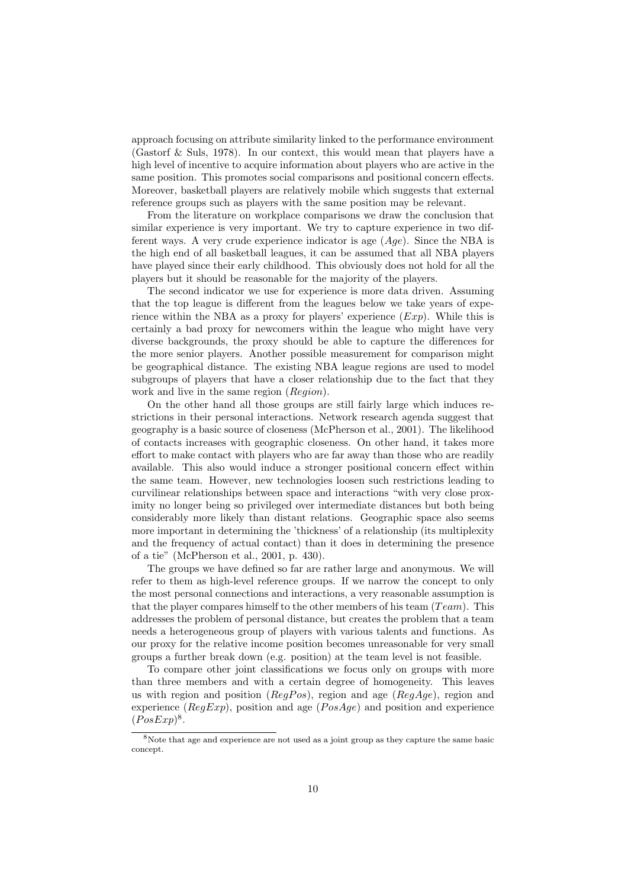approach focusing on attribute similarity linked to the performance environment (Gastorf & Suls, 1978). In our context, this would mean that players have a high level of incentive to acquire information about players who are active in the same position. This promotes social comparisons and positional concern effects. Moreover, basketball players are relatively mobile which suggests that external reference groups such as players with the same position may be relevant.

From the literature on workplace comparisons we draw the conclusion that similar experience is very important. We try to capture experience in two different ways. A very crude experience indicator is age ($Age$). Since the NBA is the high end of all basketball leagues, it can be assumed that all NBA players have played since their early childhood. This obviously does not hold for all the players but it should be reasonable for the majority of the players.

The second indicator we use for experience is more data driven. Assuming that the top league is different from the leagues below we take years of experience within the NBA as a proxy for players' experience ($Exp$). While this is certainly a bad proxy for newcomers within the league who might have very diverse backgrounds, the proxy should be able to capture the differences for the more senior players. Another possible measurement for comparison might be geographical distance. The existing NBA league regions are used to model subgroups of players that have a closer relationship due to the fact that they work and live in the same region ($Region$).

On the other hand all those groups are still fairly large which induces restrictions in their personal interactions. Network research agenda suggest that geography is a basic source of closeness (McPherson et al., 2001). The likelihood of contacts increases with geographic closeness. On other hand, it takes more effort to make contact with players who are far away than those who are readily available. This also would induce a stronger positional concern effect within the same team. However, new technologies loosen such restrictions leading to curvilinear relationships between space and interactions "with very close proximity no longer being so privileged over intermediate distances but both being considerably more likely than distant relations. Geographic space also seems more important in determining the 'thickness' of a relationship (its multiplexity and the frequency of actual contact) than it does in determining the presence of a tie" (McPherson et al., 2001, p. 430).

The groups we have defined so far are rather large and anonymous. We will refer to them as high-level reference groups. If we narrow the concept to only the most personal connections and interactions, a very reasonable assumption is that the player compares himself to the other members of his team ($Team$). This addresses the problem of personal distance, but creates the problem that a team needs a heterogeneous group of players with various talents and functions. As our proxy for the relative income position becomes unreasonable for very small groups a further break down (e.g. position) at the team level is not feasible.

To compare other joint classifications we focus only on groups with more than three members and with a certain degree of homogeneity. This leaves us with region and position ($RegPos$), region and age ($RegAge$), region and experience ($RegExp$), position and age ($PosAge$) and position and experience ($PosExp$)[8].

[8]Note that age and experience are not used as a joint group as they capture the same basic concept.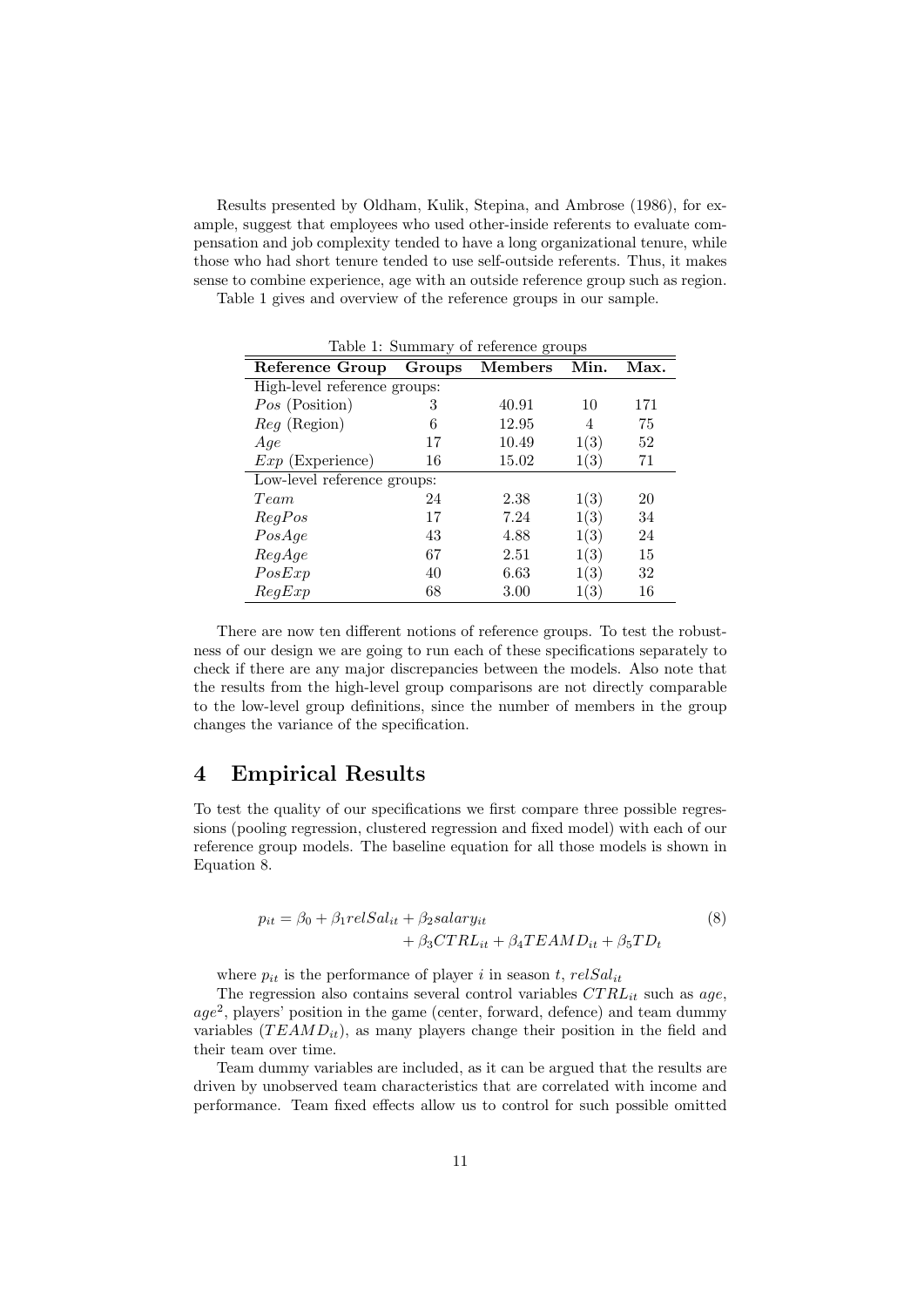Results presented by Oldham, Kulik, Stepina, and Ambrose (1986), for example, suggest that employees who used other-inside referents to evaluate compensation and job complexity tended to have a long organizational tenure, while those who had short tenure tended to use self-outside referents. Thus, it makes sense to combine experience, age with an outside reference group such as region.

Table 1 gives and overview of the reference groups in our sample.

Table 1: Summary of reference groups

| Reference Group | Groups | Members | Min. | Max. |
|---|---|---|---|---|
| High-level reference groups: | | | | |
| *Pos* (Position) | 3 | 40.91 | 10 | 171 |
| *Reg* (Region) | 6 | 12.95 | 4 | 75 |
| *Age* | 17 | 10.49 | 1(3) | 52 |
| *Exp* (Experience) | 16 | 15.02 | 1(3) | 71 |
| Low-level reference groups: | | | | |
| *Team* | 24 | 2.38 | 1(3) | 20 |
| *RegPos* | 17 | 7.24 | 1(3) | 34 |
| *PosAge* | 43 | 4.88 | 1(3) | 24 |
| *RegAge* | 67 | 2.51 | 1(3) | 15 |
| *PosExp* | 40 | 6.63 | 1(3) | 32 |
| *RegExp* | 68 | 3.00 | 1(3) | 16 |

There are now ten different notions of reference groups. To test the robustness of our design we are going to run each of these specifications separately to check if there are any major discrepancies between the models. Also note that the results from the high-level group comparisons are not directly comparable to the low-level group definitions, since the number of members in the group changes the variance of the specification.

# 4 Empirical Results

To test the quality of our specifications we first compare three possible regressions (pooling regression, clustered regression and fixed model) with each of our reference group models. The baseline equation for all those models is shown in Equation 8.

$$
\begin{aligned}
p_{it} = \beta_0 + \beta_1 relSal_{it} + \beta_2 salary_{it} \\
+ \beta_3 CTRL_{it} + \beta_4 TEAMD_{it} + \beta_5 TD_t
\end{aligned}
\tag{8}
$$

where $p_{it}$ is the performance of player $i$ in season $t$, $relSal_{it}$

The regression also contains several control variables $CTRL_{it}$ such as $age$, $age^2$, players' position in the game (center, forward, defence) and team dummy variables ($TEAMD_{it}$), as many players change their position in the field and their team over time.

Team dummy variables are included, as it can be argued that the results are driven by unobserved team characteristics that are correlated with income and performance. Team fixed effects allow us to control for such possible omitted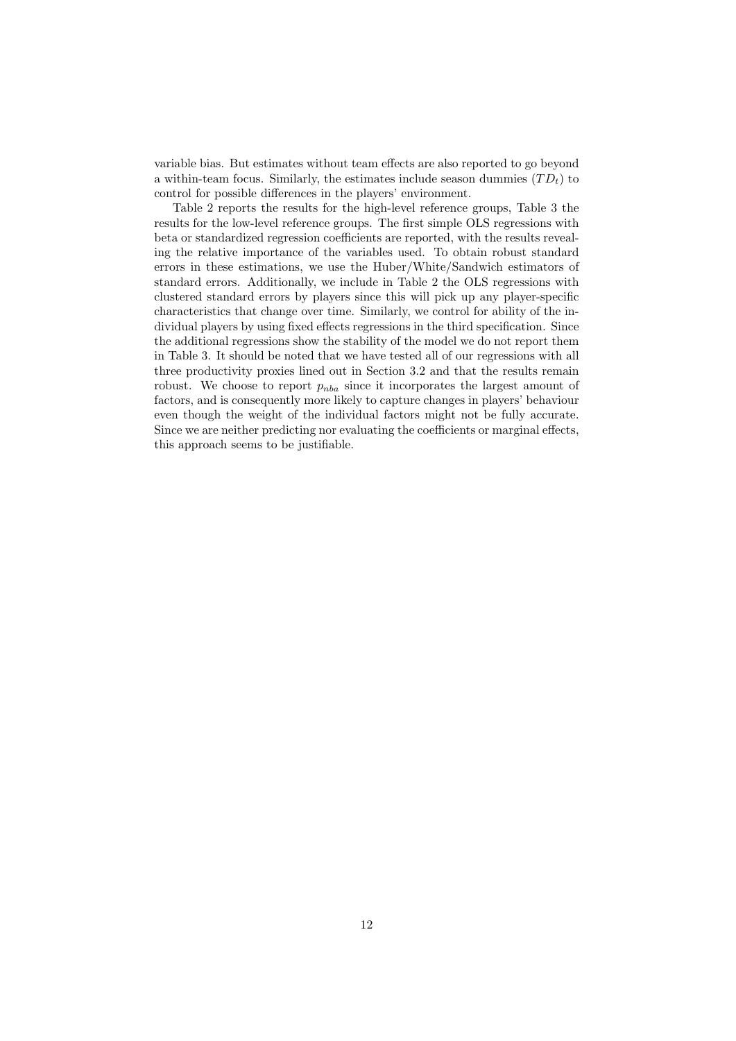variable bias. But estimates without team effects are also reported to go beyond a within-team focus. Similarly, the estimates include season dummies ($TD_t$) to control for possible differences in the players' environment.

Table 2 reports the results for the high-level reference groups, Table 3 the results for the low-level reference groups. The first simple OLS regressions with beta or standardized regression coefficients are reported, with the results revealing the relative importance of the variables used. To obtain robust standard errors in these estimations, we use the Huber/White/Sandwich estimators of standard errors. Additionally, we include in Table 2 the OLS regressions with clustered standard errors by players since this will pick up any player-specific characteristics that change over time. Similarly, we control for ability of the individual players by using fixed effects regressions in the third specification. Since the additional regressions show the stability of the model we do not report them in Table 3. It should be noted that we have tested all of our regressions with all three productivity proxies lined out in Section 3.2 and that the results remain robust. We choose to report $p_{nba}$ since it incorporates the largest amount of factors, and is consequently more likely to capture changes in players' behaviour even though the weight of the individual factors might not be fully accurate. Since we are neither predicting nor evaluating the coefficients or marginal effects, this approach seems to be justifiable.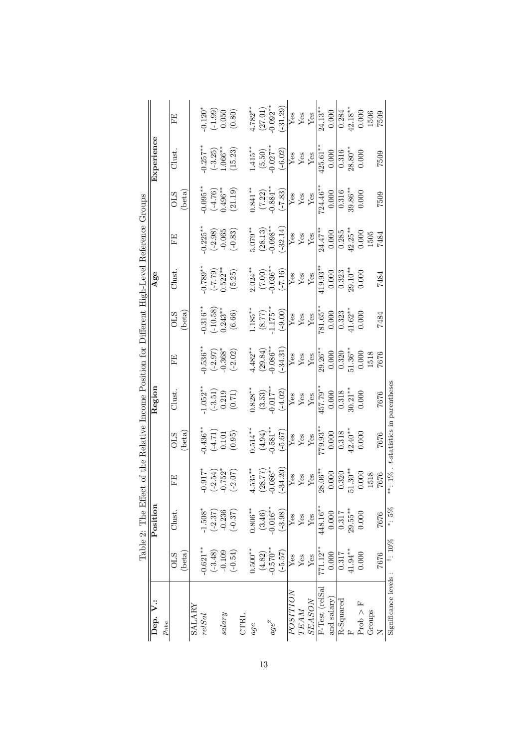Table 2: The Effect of the Relative Income Position for Different High-Level Reference Groups

| Dep. V.: | Position | | | Region | | | Age | | | Experience | | |
|---|---|---|---|---|---|---|---|---|---|---|---|---|
| $p_{nba}$ | OLS (beta) | Clust. | FE | OLS (beta) | Clust. | FE | OLS (beta) | Clust. | FE | OLS (beta) | Clust. | FE |
| SALARY | | | | | | | | | | | | |
| *relSal* | -0.621** | -1.508* | -0.917* | -0.436** | -1.052** | -0.536** | -0.316** | -0.789** | -0.225** | -0.095** | -0.257** | -0.120* |
| | (-3.48) | (-2.37) | (-2.54) | (-4.71) | (-3.51) | (-2.97) | (-10.58) | (-7.79) | (-2.98) | (-4.76) | (-3.25) | (-1.99) |
| *salary* | -0.109 | -0.236 | -0.752* | 0.101 | 0.219 | -0.368* | 0.243** | 0.522** | -0.065 | 0.496** | 1.066** | 0.050 |
| | (-0.54) | (-0.37) | (-2.07) | (0.95) | (0.71) | (-2.02) | (6.66) | (5.25) | (-0.83) | (21.19) | (15.23) | (0.80) |
| CTRL | | | | | | | | | | | | |
| *age* | 0.500** | 0.806** | 4.535** | 0.514** | 0.828** | 4.482** | 1.185** | 2.024** | 5.079** | 0.841** | 1.415** | 4.782** |
| | (4.82) | (3.46) | (28.77) | (4.94) | (3.53) | (29.84) | (8.77) | (7.00) | (28.13) | (7.22) | (5.50) | (27.01) |
| $age^2$ | -0.570** | -0.016** | -0.086** | -0.581** | -0.017** | -0.086** | -1.175** | -0.036** | -0.098** | -0.884** | -0.027** | -0.092** |
| | (-5.57) | (-3.98) | (-34.20) | (-5.67) | (-4.02) | (-34.31) | (-9.00) | (-7.16) | (-32.14) | (-7.83) | (-6.02) | (-31.29) |
| *POSITION* | Yes | Yes | Yes | Yes | Yes | Yes | Yes | Yes | Yes | Yes | Yes | Yes |
| *TEAM* | Yes | Yes | Yes | Yes | Yes | Yes | Yes | Yes | Yes | Yes | Yes | Yes |
| *SEASON* | Yes | Yes | Yes | Yes | Yes | Yes | Yes | Yes | Yes | Yes | Yes | Yes |
| F-Test (relSal | 771.12** | 448.16** | 28.06** | 779.93** | 457.79** | 29.26** | 781.65** | 419.93** | 24.47** | 724.46** | 425.61** | 24.13** |
| and salary) | 0.000 | 0.000 | 0.000 | 0.000 | 0.000 | 0.000 | 0.000 | 0.000 | 0.000 | 0.000 | 0.000 | 0.000 |
| R-Squared | 0.317 | 0.317 | 0.320 | 0.318 | 0.318 | 0.320 | 0.323 | 0.323 | 0.285 | 0.316 | 0.316 | 0.284 |
| F | 41.94** | 29.55** | 51.30** | 42.40** | 30.21** | 51.36** | 41.62** | 29.10** | 42.25** | 39.86** | 28.80** | 42.18** |
| Prob > F | 0.000 | 0.000 | 0.000 | 0.000 | 0.000 | 0.000 | 0.000 | 0.000 | 0.000 | 0.000 | 0.000 | 0.000 |
| Groups | | | 1518 | | | 1518 | | | 1505 | | | 1506 |
| N | 7676 | 7676 | 7676 | 7676 | 7676 | 7676 | 7484 | 7484 | 7484 | 7509 | 7509 | 7509 |

Significance levels : †: 10% *: 5% **: 1% . *t*-statistics in parentheses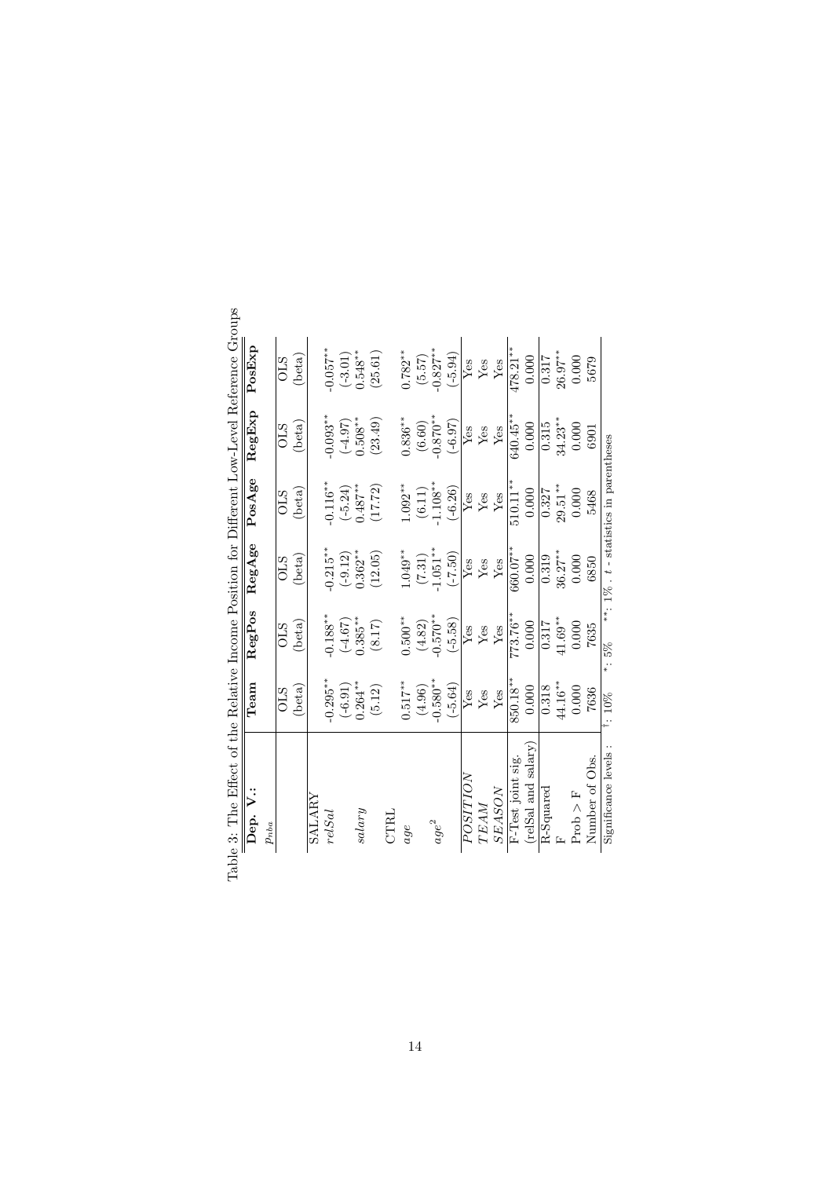Table 3: The Effect of the Relative Income Position for Different Low-Level Reference Groups

| Dep. V.: | Team | RegPos | RegAge | PosAge | RegExp | PosExp |
|---|---|---|---|---|---|---|
| $p_{nba}$ | OLS | OLS | OLS | OLS | OLS | OLS |
| | (beta) | (beta) | (beta) | (beta) | (beta) | (beta) |
| SALARY | | | | | | |
| *relSal* | -0.295** | -0.188** | -0.215** | -0.116** | -0.093** | -0.057** |
| | (-6.91) | (-4.67) | (-9.12) | (-5.24) | (-4.97) | (-3.01) |
| *salary* | 0.264** | 0.385** | 0.362** | 0.487** | 0.508** | 0.548** |
| | (5.12) | (8.17) | (12.05) | (17.72) | (23.49) | (25.61) |
| CTRL | | | | | | |
| *age* | 0.517** | 0.500** | 1.049** | 1.092** | 0.836** | 0.782** |
| | (4.96) | (4.82) | (7.31) | (6.11) | (6.60) | (5.57) |
| $age^2$ | -0.580** | -0.570** | -1.051** | -1.108** | -0.870** | -0.827** |
| | (-5.64) | (-5.58) | (-7.50) | (-6.26) | (-6.97) | (-5.94) |
| *POSITION* | Yes | Yes | Yes | Yes | Yes | Yes |
| *TEAM* | Yes | Yes | Yes | Yes | Yes | Yes |
| *SEASON* | Yes | Yes | Yes | Yes | Yes | Yes |
| F-Test joint sig. | 850.18** | 773.76** | 660.07** | 510.11** | 640.45** | 478.21** |
| (relSal and salary) | 0.000 | 0.000 | 0.000 | 0.000 | 0.000 | 0.000 |
| R-Squared | 0.318 | 0.317 | 0.319 | 0.327 | 0.315 | 0.317 |
| F | 44.16** | 41.69** | 36.27** | 29.51** | 34.23** | 26.97** |
| Prob > F | 0.000 | 0.000 | 0.000 | 0.000 | 0.000 | 0.000 |
| Number of Obs. | 7636 | 7635 | 6850 | 5468 | 6901 | 5679 |

Significance levels : †: 10% \*: 5% \*\*: 1% . $t$ - statistics in parentheses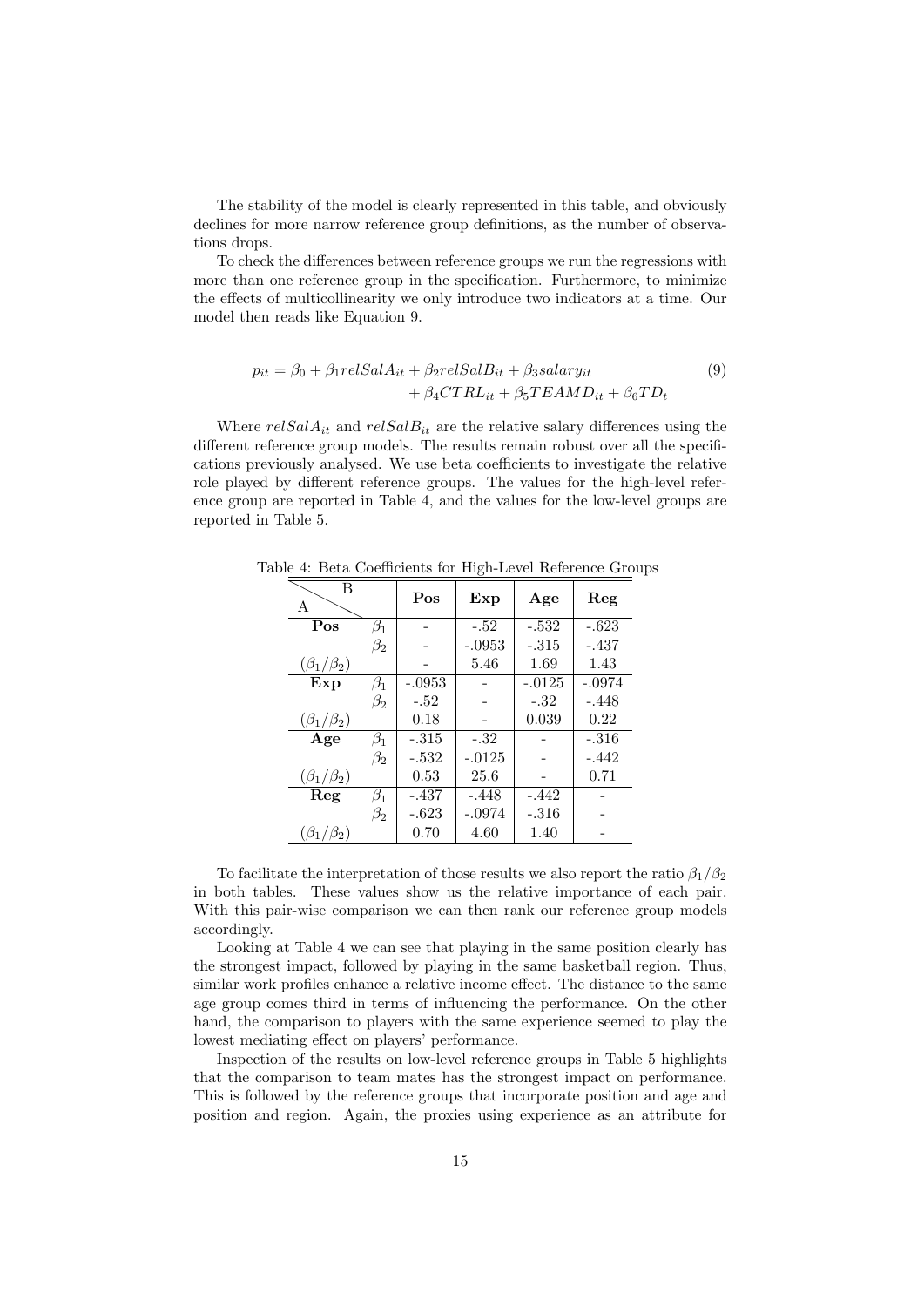The stability of the model is clearly represented in this table, and obviously declines for more narrow reference group definitions, as the number of observations drops.

To check the differences between reference groups we run the regressions with more than one reference group in the specification. Furthermore, to minimize the effects of multicollinearity we only introduce two indicators at a time. Our model then reads like Equation 9.

$$
\begin{aligned}
p_{it} = \beta_0 + \beta_1 relSalA_{it} + \beta_2 relSalB_{it} + \beta_3 salary_{it} \\
+ \beta_4 CTRL_{it} + \beta_5 TEAMD_{it} + \beta_6 TD_t
\end{aligned} \tag{9}
$$

Where $relSalA_{it}$ and $relSalB_{it}$ are the relative salary differences using the different reference group models. The results remain robust over all the specifications previously analysed. We use beta coefficients to investigate the relative role played by different reference groups. The values for the high-level reference group are reported in Table 4, and the values for the low-level groups are reported in Table 5.

Table 4: Beta Coefficients for High-Level Reference Groups

| A \ B | | **Pos** | **Exp** | **Age** | **Reg** |
|---|---|---|---|---|---|
| **Pos** | $\beta_1$ | - | -.52 | -.532 | -.623 |
| | $\beta_2$ | - | -.0953 | -.315 | -.437 |
| $(\beta_1/\beta_2)$ | | - | 5.46 | 1.69 | 1.43 |
| **Exp** | $\beta_1$ | -.0953 | - | -.0125 | -.0974 |
| | $\beta_2$ | -.52 | - | -.32 | -.448 |
| $(\beta_1/\beta_2)$ | | 0.18 | - | 0.039 | 0.22 |
| **Age** | $\beta_1$ | -.315 | -.32 | - | -.316 |
| | $\beta_2$ | -.532 | -.0125 | - | -.442 |
| $(\beta_1/\beta_2)$ | | 0.53 | 25.6 | - | 0.71 |
| **Reg** | $\beta_1$ | -.437 | -.448 | -.442 | - |
| | $\beta_2$ | -.623 | -.0974 | -.316 | - |
| $(\beta_1/\beta_2)$ | | 0.70 | 4.60 | 1.40 | - |

To facilitate the interpretation of those results we also report the ratio $\beta_1/\beta_2$ in both tables. These values show us the relative importance of each pair. With this pair-wise comparison we can then rank our reference group models accordingly.

Looking at Table 4 we can see that playing in the same position clearly has the strongest impact, followed by playing in the same basketball region. Thus, similar work profiles enhance a relative income effect. The distance to the same age group comes third in terms of influencing the performance. On the other hand, the comparison to players with the same experience seemed to play the lowest mediating effect on players' performance.

Inspection of the results on low-level reference groups in Table 5 highlights that the comparison to team mates has the strongest impact on performance. This is followed by the reference groups that incorporate position and age and position and region. Again, the proxies using experience as an attribute for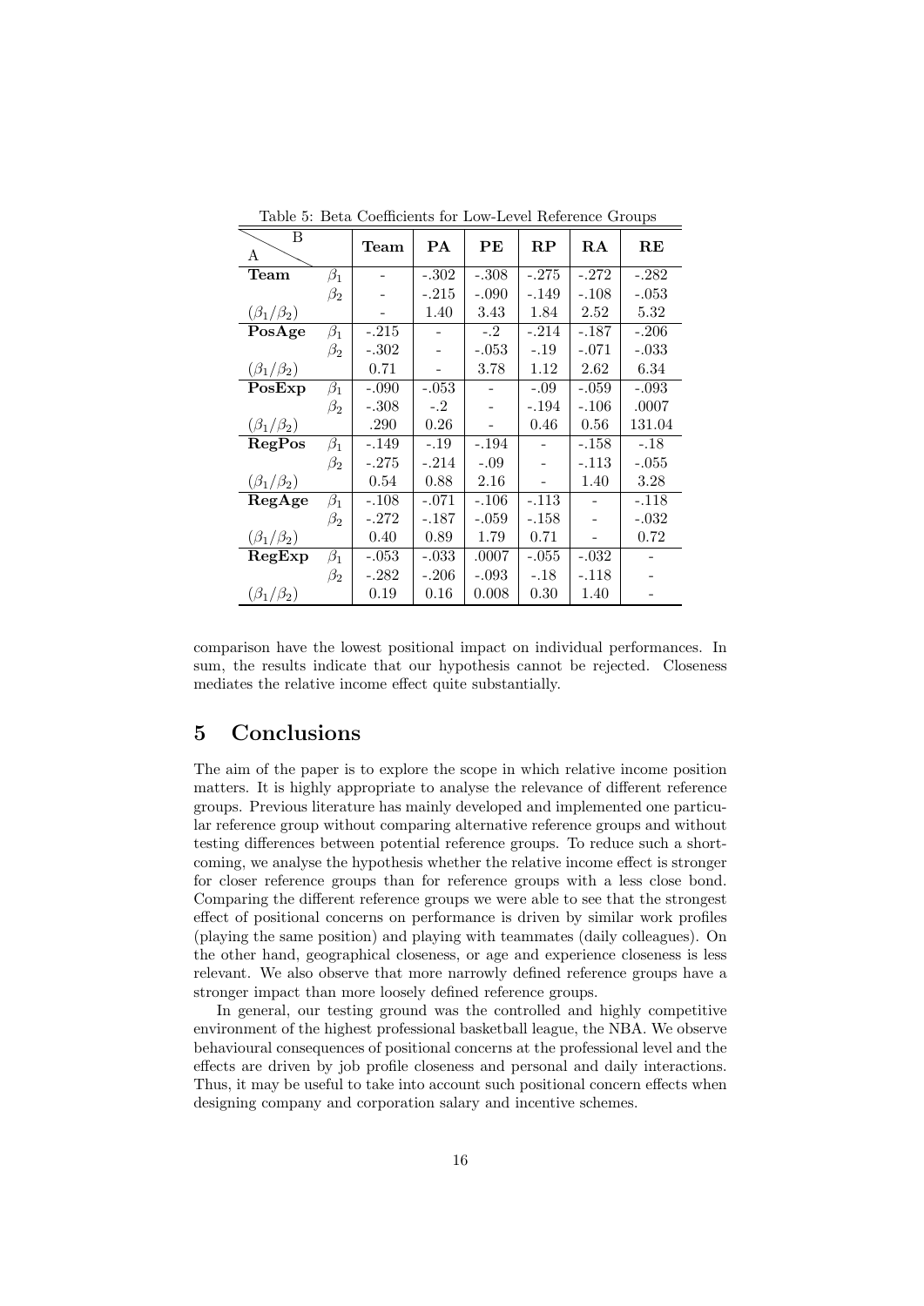Table 5: Beta Coefficients for Low-Level Reference Groups

| A \ B | | Team | PA | PE | RP | RA | RE |
|---|---|---|---|---|---|---|---|
| **Team** | $\beta_1$ | - | -.302 | -.308 | -.275 | -.272 | -.282 |
| | $\beta_2$ | - | -.215 | -.090 | -.149 | -.108 | -.053 |
| $(\beta_1/\beta_2)$ | | - | 1.40 | 3.43 | 1.84 | 2.52 | 5.32 |
| **PosAge** | $\beta_1$ | -.215 | - | -.2 | -.214 | -.187 | -.206 |
| | $\beta_2$ | -.302 | - | -.053 | -.19 | -.071 | -.033 |
| $(\beta_1/\beta_2)$ | | 0.71 | - | 3.78 | 1.12 | 2.62 | 6.34 |
| **PosExp** | $\beta_1$ | -.090 | -.053 | - | -.09 | -.059 | -.093 |
| | $\beta_2$ | -.308 | -.2 | - | -.194 | -.106 | .0007 |
| $(\beta_1/\beta_2)$ | | .290 | 0.26 | - | 0.46 | 0.56 | 131.04 |
| **RegPos** | $\beta_1$ | -.149 | -.19 | -.194 | - | -.158 | -.18 |
| | $\beta_2$ | -.275 | -.214 | -.09 | - | -.113 | -.055 |
| $(\beta_1/\beta_2)$ | | 0.54 | 0.88 | 2.16 | - | 1.40 | 3.28 |
| **RegAge** | $\beta_1$ | -.108 | -.071 | -.106 | -.113 | - | -.118 |
| | $\beta_2$ | -.272 | -.187 | -.059 | -.158 | - | -.032 |
| $(\beta_1/\beta_2)$ | | 0.40 | 0.89 | 1.79 | 0.71 | - | 0.72 |
| **RegExp** | $\beta_1$ | -.053 | -.033 | .0007 | -.055 | -.032 | - |
| | $\beta_2$ | -.282 | -.206 | -.093 | -.18 | -.118 | - |
| $(\beta_1/\beta_2)$ | | 0.19 | 0.16 | 0.008 | 0.30 | 1.40 | - |

comparison have the lowest positional impact on individual performances. In sum, the results indicate that our hypothesis cannot be rejected. Closeness mediates the relative income effect quite substantially.

# 5 Conclusions

The aim of the paper is to explore the scope in which relative income position matters. It is highly appropriate to analyse the relevance of different reference groups. Previous literature has mainly developed and implemented one particular reference group without comparing alternative reference groups and without testing differences between potential reference groups. To reduce such a shortcoming, we analyse the hypothesis whether the relative income effect is stronger for closer reference groups than for reference groups with a less close bond. Comparing the different reference groups we were able to see that the strongest effect of positional concerns on performance is driven by similar work profiles (playing the same position) and playing with teammates (daily colleagues). On the other hand, geographical closeness, or age and experience closeness is less relevant. We also observe that more narrowly defined reference groups have a stronger impact than more loosely defined reference groups.

In general, our testing ground was the controlled and highly competitive environment of the highest professional basketball league, the NBA. We observe behavioural consequences of positional concerns at the professional level and the effects are driven by job profile closeness and personal and daily interactions. Thus, it may be useful to take into account such positional concern effects when designing company and corporation salary and incentive schemes.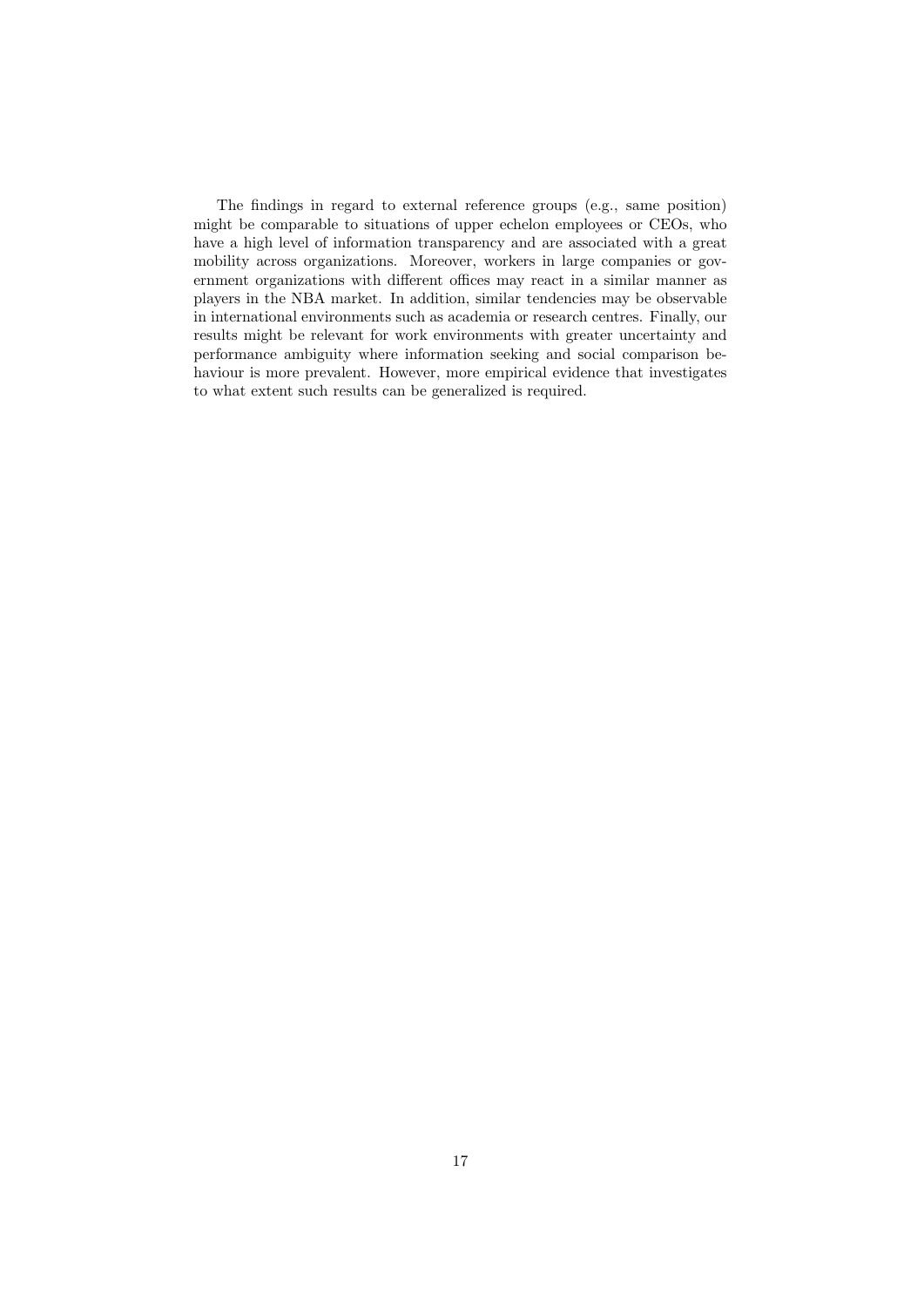The findings in regard to external reference groups (e.g., same position) might be comparable to situations of upper echelon employees or CEOs, who have a high level of information transparency and are associated with a great mobility across organizations. Moreover, workers in large companies or government organizations with different offices may react in a similar manner as players in the NBA market. In addition, similar tendencies may be observable in international environments such as academia or research centres. Finally, our results might be relevant for work environments with greater uncertainty and performance ambiguity where information seeking and social comparison behaviour is more prevalent. However, more empirical evidence that investigates to what extent such results can be generalized is required.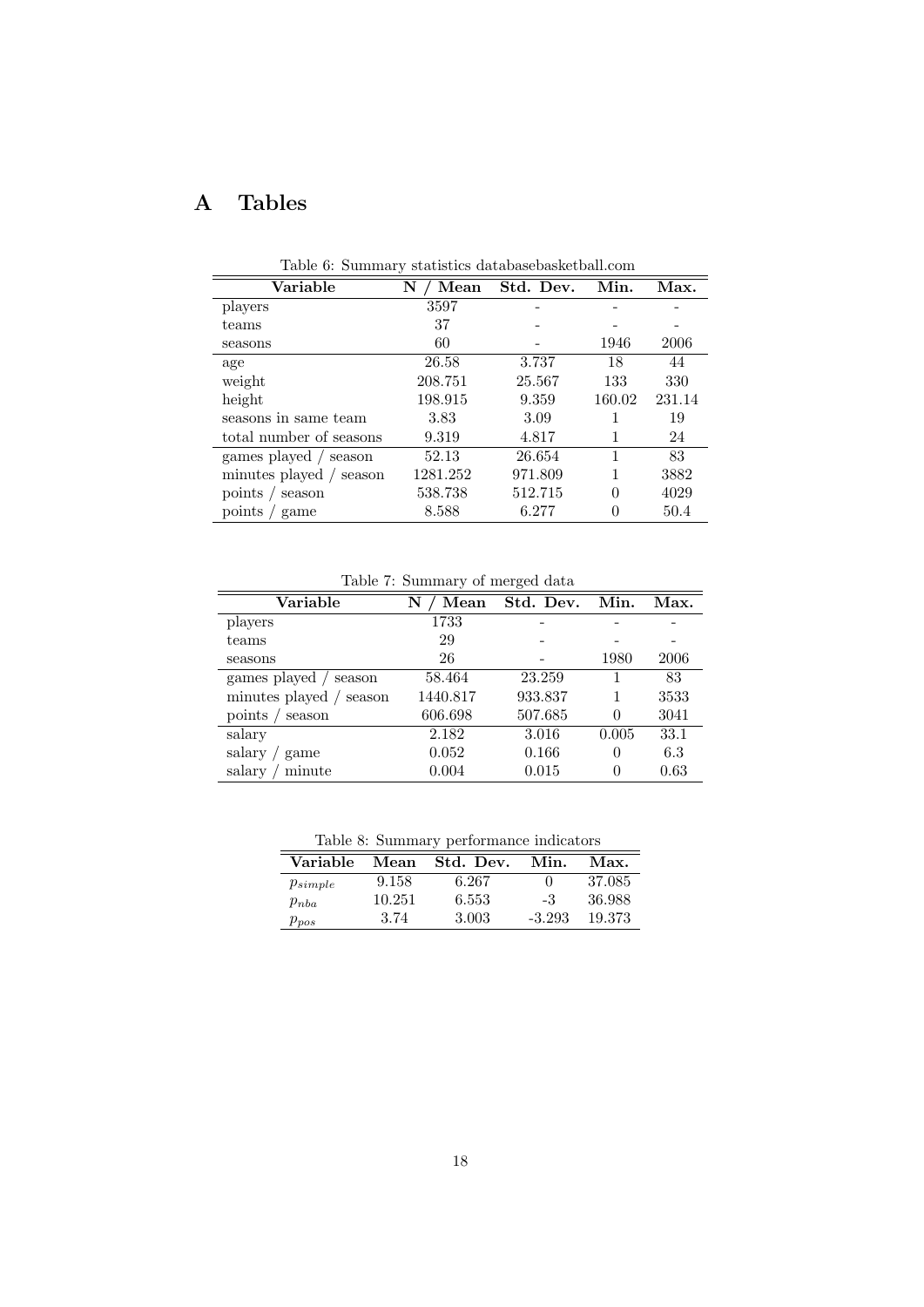# A Tables

Table 6: Summary statistics databasebasketball.com

| Variable | N / Mean | Std. Dev. | Min. | Max. |
|---|---|---|---|---|
| players | 3597 | - | - | - |
| teams | 37 | - | - | - |
| seasons | 60 | - | 1946 | 2006 |
| age | 26.58 | 3.737 | 18 | 44 |
| weight | 208.751 | 25.567 | 133 | 330 |
| height | 198.915 | 9.359 | 160.02 | 231.14 |
| seasons in same team | 3.83 | 3.09 | 1 | 19 |
| total number of seasons | 9.319 | 4.817 | 1 | 24 |
| games played / season | 52.13 | 26.654 | 1 | 83 |
| minutes played / season | 1281.252 | 971.809 | 1 | 3882 |
| points / season | 538.738 | 512.715 | 0 | 4029 |
| points / game | 8.588 | 6.277 | 0 | 50.4 |

Table 7: Summary of merged data

| Variable | N / Mean | Std. Dev. | Min. | Max. |
|---|---|---|---|---|
| players | 1733 | - | - | - |
| teams | 29 | - | - | - |
| seasons | 26 | - | 1980 | 2006 |
| games played / season | 58.464 | 23.259 | 1 | 83 |
| minutes played / season | 1440.817 | 933.837 | 1 | 3533 |
| points / season | 606.698 | 507.685 | 0 | 3041 |
| salary | 2.182 | 3.016 | 0.005 | 33.1 |
| salary / game | 0.052 | 0.166 | 0 | 6.3 |
| salary / minute | 0.004 | 0.015 | 0 | 0.63 |

Table 8: Summary performance indicators

| Variable | Mean | Std. Dev. | Min. | Max. |
|---|---|---|---|---|
| $p_{simple}$ | 9.158 | 6.267 | 0 | 37.085 |
| $p_{nba}$ | 10.251 | 6.553 | -3 | 36.988 |
| $p_{pos}$ | 3.74 | 3.003 | -3.293 | 19.373 |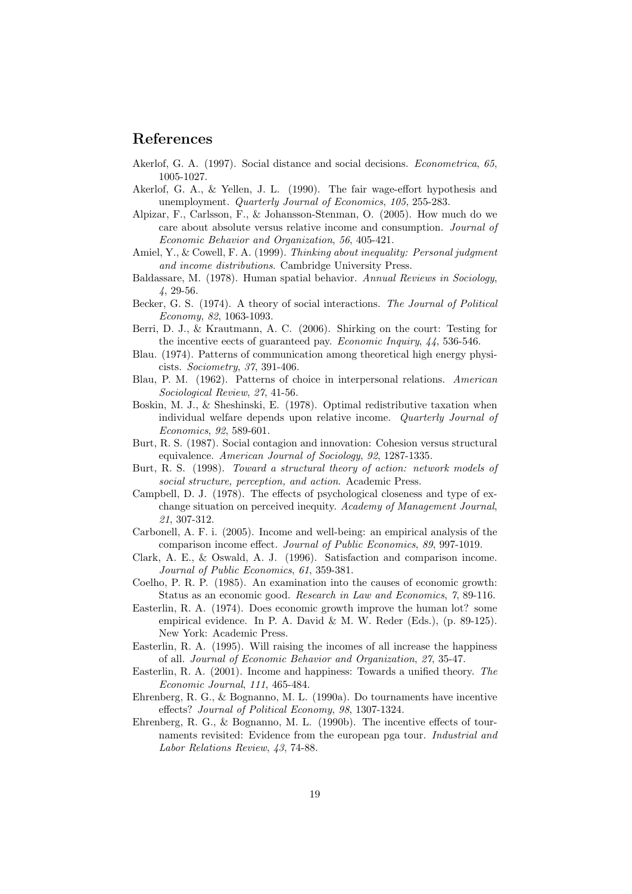## References

Akerlof, G. A. (1997). Social distance and social decisions. *Econometrica*, *65*, 1005-1027.

Akerlof, G. A., & Yellen, J. L. (1990). The fair wage-effort hypothesis and unemployment. *Quarterly Journal of Economics*, *105*, 255-283.

Alpizar, F., Carlsson, F., & Johansson-Stenman, O. (2005). How much do we care about absolute versus relative income and consumption. *Journal of Economic Behavior and Organization*, *56*, 405-421.

Amiel, Y., & Cowell, F. A. (1999). *Thinking about inequality: Personal judgment and income distributions*. Cambridge University Press.

Baldassare, M. (1978). Human spatial behavior. *Annual Reviews in Sociology*, *4*, 29-56.

Becker, G. S. (1974). A theory of social interactions. *The Journal of Political Economy*, *82*, 1063-1093.

Berri, D. J., & Krautmann, A. C. (2006). Shirking on the court: Testing for the incentive eects of guaranteed pay. *Economic Inquiry*, *44*, 536-546.

Blau. (1974). Patterns of communication among theoretical high energy physicists. *Sociometry*, *37*, 391-406.

Blau, P. M. (1962). Patterns of choice in interpersonal relations. *American Sociological Review*, *27*, 41-56.

Boskin, M. J., & Sheshinski, E. (1978). Optimal redistributive taxation when individual welfare depends upon relative income. *Quarterly Journal of Economics*, *92*, 589-601.

Burt, R. S. (1987). Social contagion and innovation: Cohesion versus structural equivalence. *American Journal of Sociology*, *92*, 1287-1335.

Burt, R. S. (1998). *Toward a structural theory of action: network models of social structure, perception, and action*. Academic Press.

Campbell, D. J. (1978). The effects of psychological closeness and type of exchange situation on perceived inequity. *Academy of Management Journal*, *21*, 307-312.

Carbonell, A. F. i. (2005). Income and well-being: an empirical analysis of the comparison income effect. *Journal of Public Economics*, *89*, 997-1019.

Clark, A. E., & Oswald, A. J. (1996). Satisfaction and comparison income. *Journal of Public Economics*, *61*, 359-381.

Coelho, P. R. P. (1985). An examination into the causes of economic growth: Status as an economic good. *Research in Law and Economics*, *7*, 89-116.

Easterlin, R. A. (1974). Does economic growth improve the human lot? some empirical evidence. In P. A. David & M. W. Reder (Eds.), (p. 89-125). New York: Academic Press.

Easterlin, R. A. (1995). Will raising the incomes of all increase the happiness of all. *Journal of Economic Behavior and Organization*, *27*, 35-47.

Easterlin, R. A. (2001). Income and happiness: Towards a unified theory. *The Economic Journal*, *111*, 465-484.

Ehrenberg, R. G., & Bognanno, M. L. (1990a). Do tournaments have incentive effects? *Journal of Political Economy*, *98*, 1307-1324.

Ehrenberg, R. G., & Bognanno, M. L. (1990b). The incentive effects of tournaments revisited: Evidence from the european pga tour. *Industrial and Labor Relations Review*, *43*, 74-88.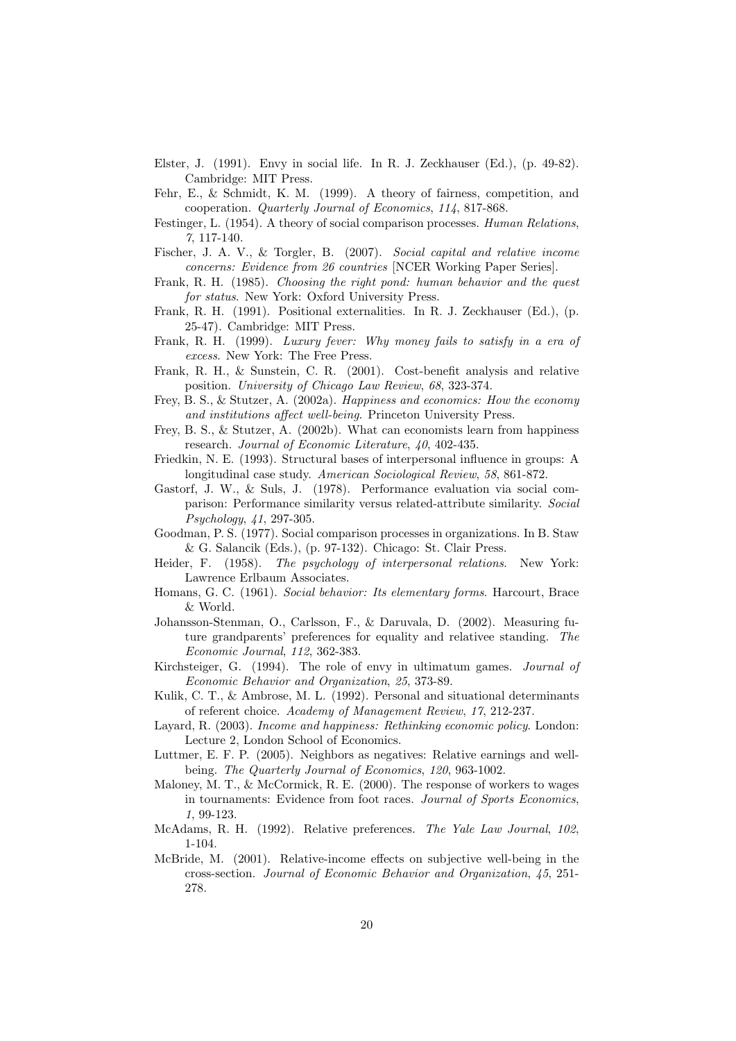Elster, J. (1991). Envy in social life. In R. J. Zeckhauser (Ed.), (p. 49-82). Cambridge: MIT Press.

Fehr, E., & Schmidt, K. M. (1999). A theory of fairness, competition, and cooperation. *Quarterly Journal of Economics*, *114*, 817-868.

Festinger, L. (1954). A theory of social comparison processes. *Human Relations*, *7*, 117-140.

Fischer, J. A. V., & Torgler, B. (2007). *Social capital and relative income concerns: Evidence from 26 countries* [NCER Working Paper Series].

Frank, R. H. (1985). *Choosing the right pond: human behavior and the quest for status*. New York: Oxford University Press.

Frank, R. H. (1991). Positional externalities. In R. J. Zeckhauser (Ed.), (p. 25-47). Cambridge: MIT Press.

Frank, R. H. (1999). *Luxury fever: Why money fails to satisfy in a era of excess*. New York: The Free Press.

Frank, R. H., & Sunstein, C. R. (2001). Cost-benefit analysis and relative position. *University of Chicago Law Review*, *68*, 323-374.

Frey, B. S., & Stutzer, A. (2002a). *Happiness and economics: How the economy and institutions affect well-being*. Princeton University Press.

Frey, B. S., & Stutzer, A. (2002b). What can economists learn from happiness research. *Journal of Economic Literature*, *40*, 402-435.

Friedkin, N. E. (1993). Structural bases of interpersonal influence in groups: A longitudinal case study. *American Sociological Review*, *58*, 861-872.

Gastorf, J. W., & Suls, J. (1978). Performance evaluation via social comparison: Performance similarity versus related-attribute similarity. *Social Psychology*, *41*, 297-305.

Goodman, P. S. (1977). Social comparison processes in organizations. In B. Staw & G. Salancik (Eds.), (p. 97-132). Chicago: St. Clair Press.

Heider, F. (1958). *The psychology of interpersonal relations*. New York: Lawrence Erlbaum Associates.

Homans, G. C. (1961). *Social behavior: Its elementary forms*. Harcourt, Brace & World.

Johansson-Stenman, O., Carlsson, F., & Daruvala, D. (2002). Measuring future grandparents' preferences for equality and relativee standing. *The Economic Journal*, *112*, 362-383.

Kirchsteiger, G. (1994). The role of envy in ultimatum games. *Journal of Economic Behavior and Organization*, *25*, 373-89.

Kulik, C. T., & Ambrose, M. L. (1992). Personal and situational determinants of referent choice. *Academy of Management Review*, *17*, 212-237.

Layard, R. (2003). *Income and happiness: Rethinking economic policy*. London: Lecture 2, London School of Economics.

Luttmer, E. F. P. (2005). Neighbors as negatives: Relative earnings and well-being. *The Quarterly Journal of Economics*, *120*, 963-1002.

Maloney, M. T., & McCormick, R. E. (2000). The response of workers to wages in tournaments: Evidence from foot races. *Journal of Sports Economics*, *1*, 99-123.

McAdams, R. H. (1992). Relative preferences. *The Yale Law Journal*, *102*, 1-104.

McBride, M. (2001). Relative-income effects on subjective well-being in the cross-section. *Journal of Economic Behavior and Organization*, *45*, 251-278.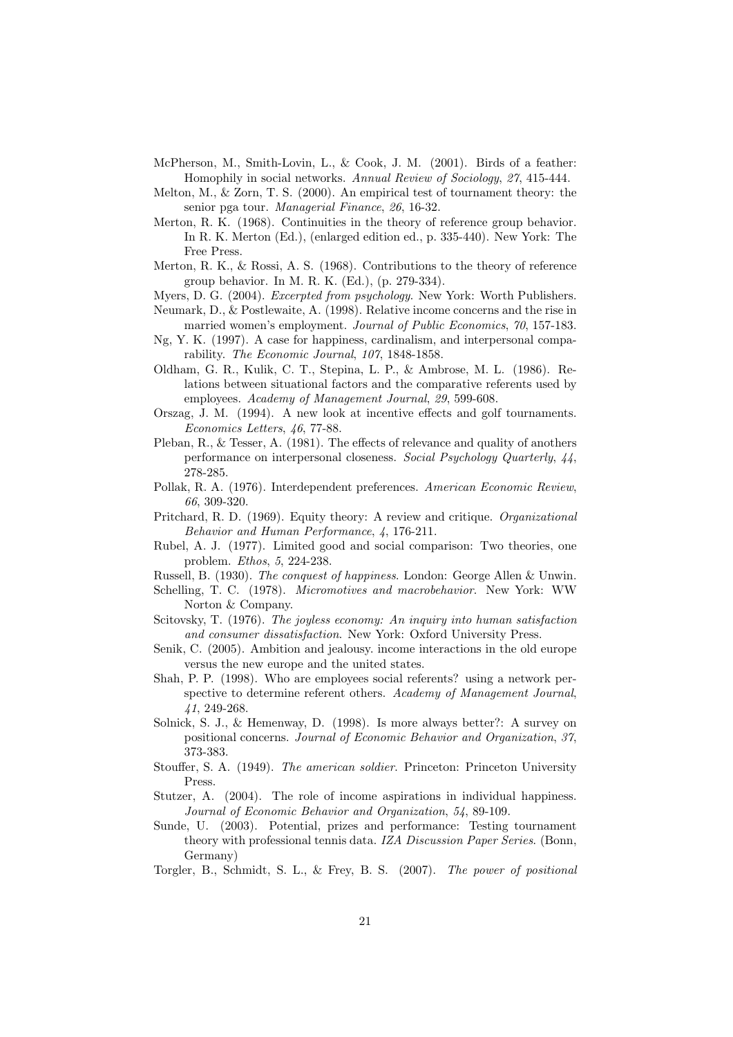McPherson, M., Smith-Lovin, L., & Cook, J. M. (2001). Birds of a feather: Homophily in social networks. *Annual Review of Sociology*, *27*, 415-444.

Melton, M., & Zorn, T. S. (2000). An empirical test of tournament theory: the senior pga tour. *Managerial Finance*, *26*, 16-32.

Merton, R. K. (1968). Continuities in the theory of reference group behavior. In R. K. Merton (Ed.), (enlarged edition ed., p. 335-440). New York: The Free Press.

Merton, R. K., & Rossi, A. S. (1968). Contributions to the theory of reference group behavior. In M. R. K. (Ed.), (p. 279-334).

Myers, D. G. (2004). *Excerpted from psychology*. New York: Worth Publishers.

Neumark, D., & Postlewaite, A. (1998). Relative income concerns and the rise in married women's employment. *Journal of Public Economics*, *70*, 157-183.

Ng, Y. K. (1997). A case for happiness, cardinalism, and interpersonal comparability. *The Economic Journal*, *107*, 1848-1858.

Oldham, G. R., Kulik, C. T., Stepina, L. P., & Ambrose, M. L. (1986). Relations between situational factors and the comparative referents used by employees. *Academy of Management Journal*, *29*, 599-608.

Orszag, J. M. (1994). A new look at incentive effects and golf tournaments. *Economics Letters*, *46*, 77-88.

Pleban, R., & Tesser, A. (1981). The effects of relevance and quality of anothers performance on interpersonal closeness. *Social Psychology Quarterly*, *44*, 278-285.

Pollak, R. A. (1976). Interdependent preferences. *American Economic Review*, *66*, 309-320.

Pritchard, R. D. (1969). Equity theory: A review and critique. *Organizational Behavior and Human Performance*, *4*, 176-211.

Rubel, A. J. (1977). Limited good and social comparison: Two theories, one problem. *Ethos*, *5*, 224-238.

Russell, B. (1930). *The conquest of happiness*. London: George Allen & Unwin.

Schelling, T. C. (1978). *Micromotives and macrobehavior*. New York: WW Norton & Company.

Scitovsky, T. (1976). *The joyless economy: An inquiry into human satisfaction and consumer dissatisfaction*. New York: Oxford University Press.

Senik, C. (2005). Ambition and jealousy. income interactions in the old europe versus the new europe and the united states.

Shah, P. P. (1998). Who are employees social referents? using a network perspective to determine referent others. *Academy of Management Journal*, *41*, 249-268.

Solnick, S. J., & Hemenway, D. (1998). Is more always better?: A survey on positional concerns. *Journal of Economic Behavior and Organization*, *37*, 373-383.

Stouffer, S. A. (1949). *The american soldier*. Princeton: Princeton University Press.

Stutzer, A. (2004). The role of income aspirations in individual happiness. *Journal of Economic Behavior and Organization*, *54*, 89-109.

Sunde, U. (2003). Potential, prizes and performance: Testing tournament theory with professional tennis data. *IZA Discussion Paper Series*. (Bonn, Germany)

Torgler, B., Schmidt, S. L., & Frey, B. S. (2007). *The power of positional*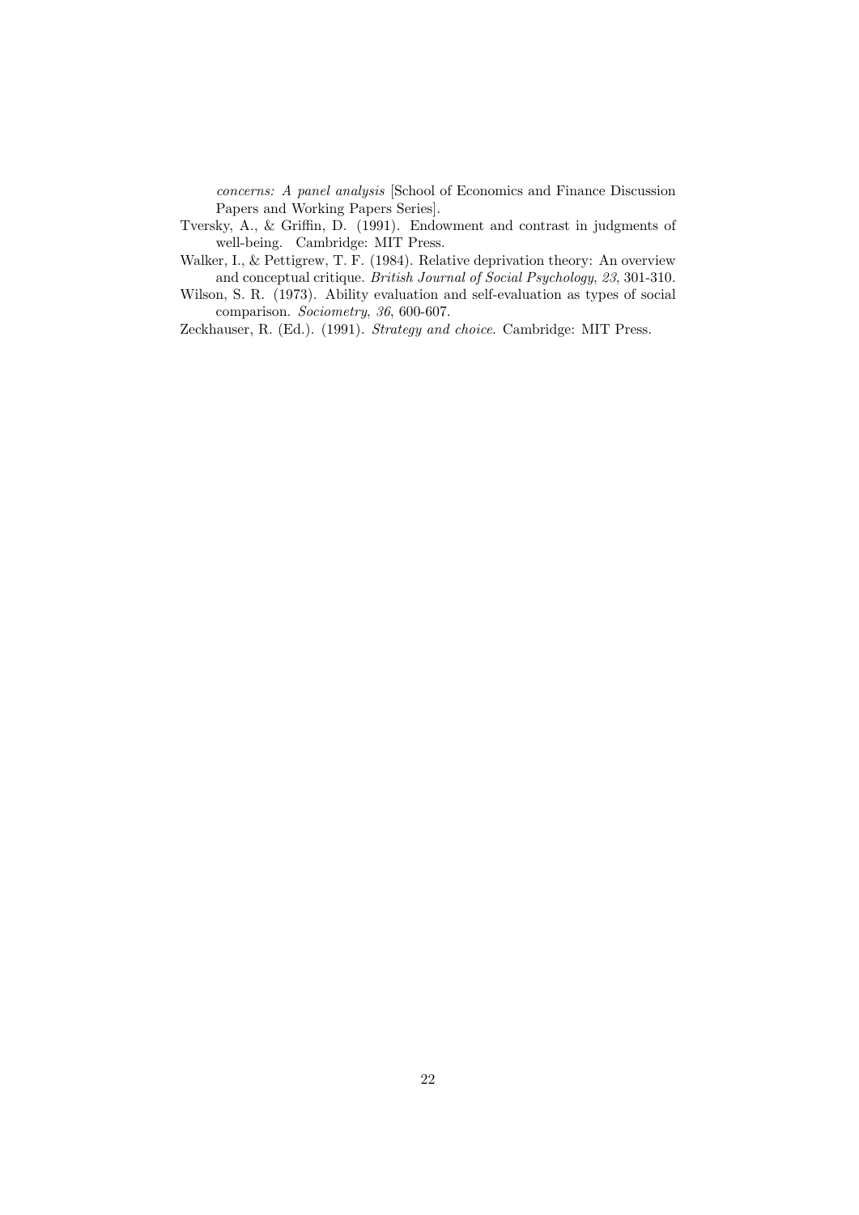*concerns: A panel analysis* [School of Economics and Finance Discussion Papers and Working Papers Series].

Tversky, A., & Griffin, D. (1991). Endowment and contrast in judgments of well-being. Cambridge: MIT Press.

Walker, I., & Pettigrew, T. F. (1984). Relative deprivation theory: An overview and conceptual critique. *British Journal of Social Psychology*, *23*, 301-310.

Wilson, S. R. (1973). Ability evaluation and self-evaluation as types of social comparison. *Sociometry*, *36*, 600-607.

Zeckhauser, R. (Ed.). (1991). *Strategy and choice*. Cambridge: MIT Press.